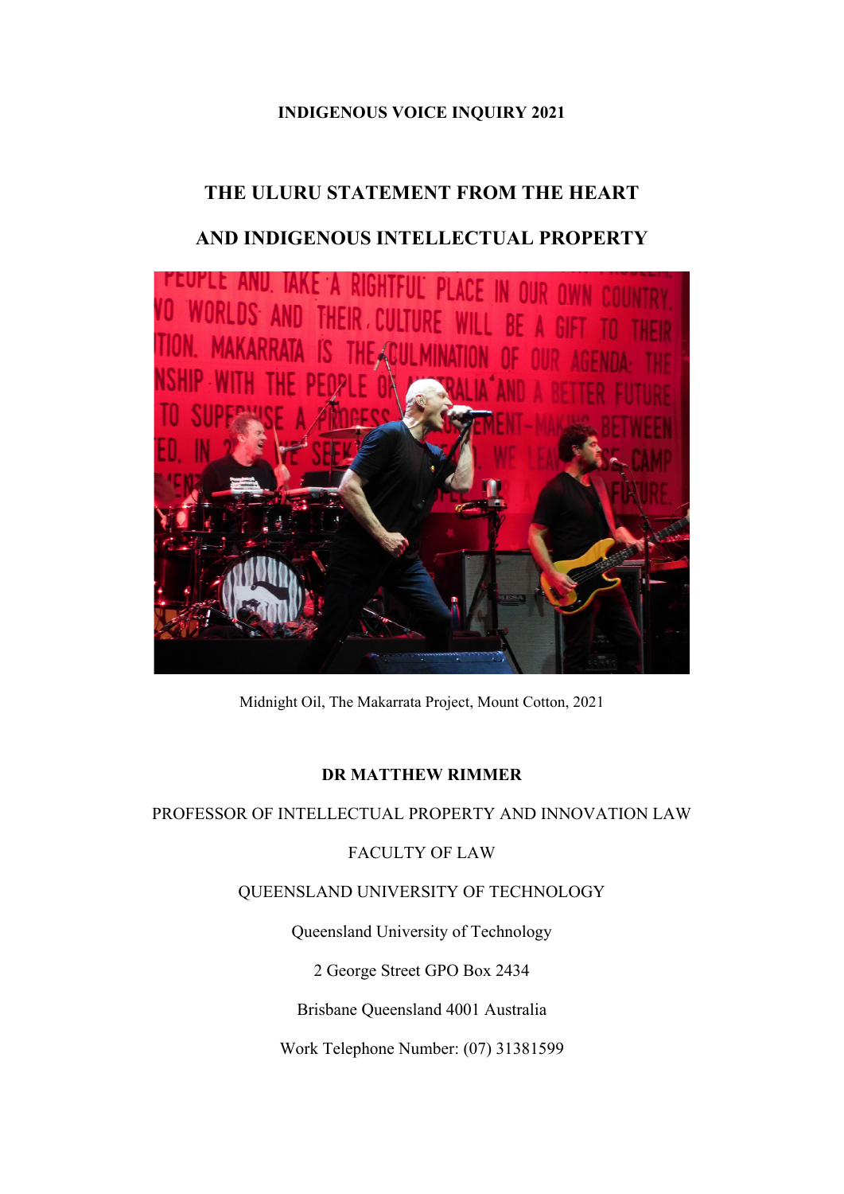**INDIGENOUS VOICE INQUIRY 2021**

# THE ULURU STATEMENT FROM THE HEART

# AND INDIGENOUS INTELLECTUAL PROPERTY

Midnight Oil, The Makarrata Project, Mount Cotton, 2021

**DR MATTHEW RIMMER**

PROFESSOR OF INTELLECTUAL PROPERTY AND INNOVATION LAW

FACULTY OF LAW

QUEENSLAND UNIVERSITY OF TECHNOLOGY

Queensland University of Technology

2 George Street GPO Box 2434

Brisbane Queensland 4001 Australia

Work Telephone Number: (07) 31381599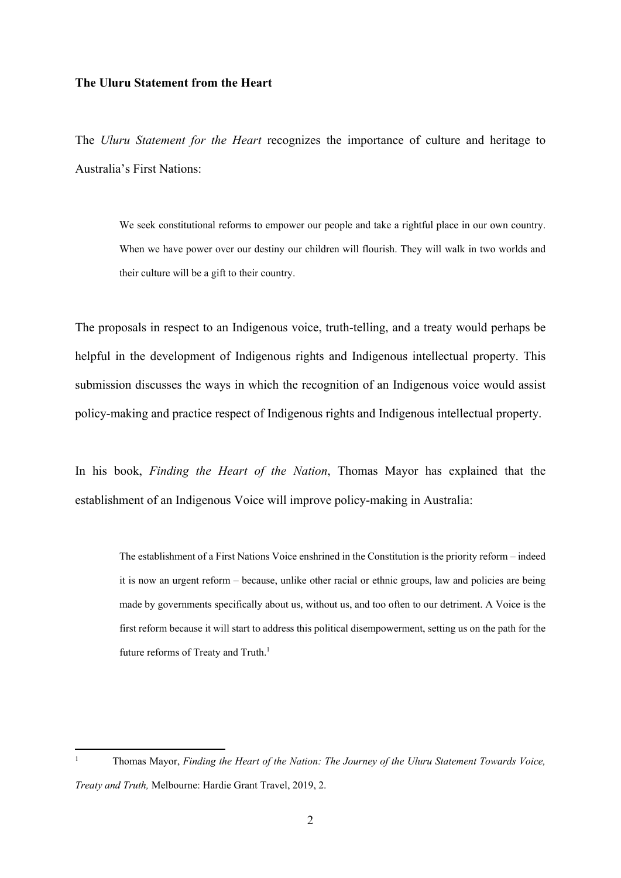**The Uluru Statement from the Heart**

The *Uluru Statement for the Heart* recognizes the importance of culture and heritage to Australia's First Nations:

> We seek constitutional reforms to empower our people and take a rightful place in our own country. When we have power over our destiny our children will flourish. They will walk in two worlds and their culture will be a gift to their country.

The proposals in respect to an Indigenous voice, truth-telling, and a treaty would perhaps be helpful in the development of Indigenous rights and Indigenous intellectual property. This submission discusses the ways in which the recognition of an Indigenous voice would assist policy-making and practice respect of Indigenous rights and Indigenous intellectual property.

In his book, *Finding the Heart of the Nation*, Thomas Mayor has explained that the establishment of an Indigenous Voice will improve policy-making in Australia:

> The establishment of a First Nations Voice enshrined in the Constitution is the priority reform – indeed it is now an urgent reform – because, unlike other racial or ethnic groups, law and policies are being made by governments specifically about us, without us, and too often to our detriment. A Voice is the first reform because it will start to address this political disempowerment, setting us on the path for the future reforms of Treaty and Truth.[1]

---

[1] Thomas Mayor, *Finding the Heart of the Nation: The Journey of the Uluru Statement Towards Voice, Treaty and Truth,* Melbourne: Hardie Grant Travel, 2019, 2.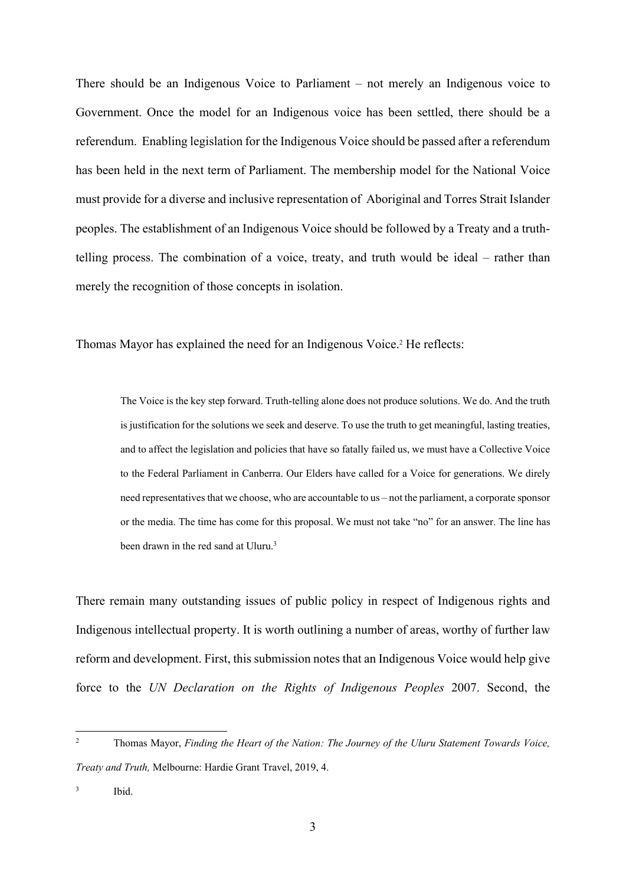There should be an Indigenous Voice to Parliament – not merely an Indigenous voice to Government. Once the model for an Indigenous voice has been settled, there should be a referendum. Enabling legislation for the Indigenous Voice should be passed after a referendum has been held in the next term of Parliament. The membership model for the National Voice must provide for a diverse and inclusive representation of Aboriginal and Torres Strait Islander peoples. The establishment of an Indigenous Voice should be followed by a Treaty and a truth-telling process. The combination of a voice, treaty, and truth would be ideal – rather than merely the recognition of those concepts in isolation.

Thomas Mayor has explained the need for an Indigenous Voice.[2] He reflects:

> The Voice is the key step forward. Truth-telling alone does not produce solutions. We do. And the truth is justification for the solutions we seek and deserve. To use the truth to get meaningful, lasting treaties, and to affect the legislation and policies that have so fatally failed us, we must have a Collective Voice to the Federal Parliament in Canberra. Our Elders have called for a Voice for generations. We direly need representatives that we choose, who are accountable to us – not the parliament, a corporate sponsor or the media. The time has come for this proposal. We must not take "no" for an answer. The line has been drawn in the red sand at Uluru.[3]

There remain many outstanding issues of public policy in respect of Indigenous rights and Indigenous intellectual property. It is worth outlining a number of areas, worthy of further law reform and development. First, this submission notes that an Indigenous Voice would help give force to the *UN Declaration on the Rights of Indigenous Peoples* 2007. Second, the

---

[2] Thomas Mayor, *Finding the Heart of the Nation: The Journey of the Uluru Statement Towards Voice, Treaty and Truth,* Melbourne: Hardie Grant Travel, 2019, 4.

[3] Ibid.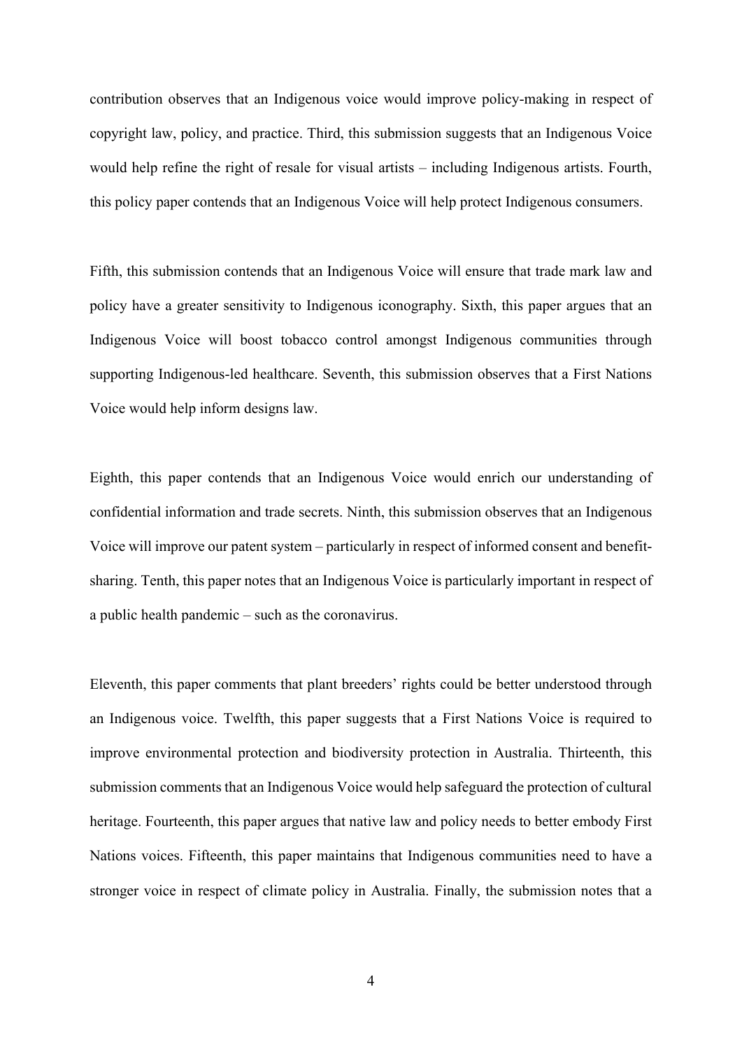contribution observes that an Indigenous voice would improve policy-making in respect of copyright law, policy, and practice. Third, this submission suggests that an Indigenous Voice would help refine the right of resale for visual artists – including Indigenous artists. Fourth, this policy paper contends that an Indigenous Voice will help protect Indigenous consumers.

Fifth, this submission contends that an Indigenous Voice will ensure that trade mark law and policy have a greater sensitivity to Indigenous iconography. Sixth, this paper argues that an Indigenous Voice will boost tobacco control amongst Indigenous communities through supporting Indigenous-led healthcare. Seventh, this submission observes that a First Nations Voice would help inform designs law.

Eighth, this paper contends that an Indigenous Voice would enrich our understanding of confidential information and trade secrets. Ninth, this submission observes that an Indigenous Voice will improve our patent system – particularly in respect of informed consent and benefit-sharing. Tenth, this paper notes that an Indigenous Voice is particularly important in respect of a public health pandemic – such as the coronavirus.

Eleventh, this paper comments that plant breeders' rights could be better understood through an Indigenous voice. Twelfth, this paper suggests that a First Nations Voice is required to improve environmental protection and biodiversity protection in Australia. Thirteenth, this submission comments that an Indigenous Voice would help safeguard the protection of cultural heritage. Fourteenth, this paper argues that native law and policy needs to better embody First Nations voices. Fifteenth, this paper maintains that Indigenous communities need to have a stronger voice in respect of climate policy in Australia. Finally, the submission notes that a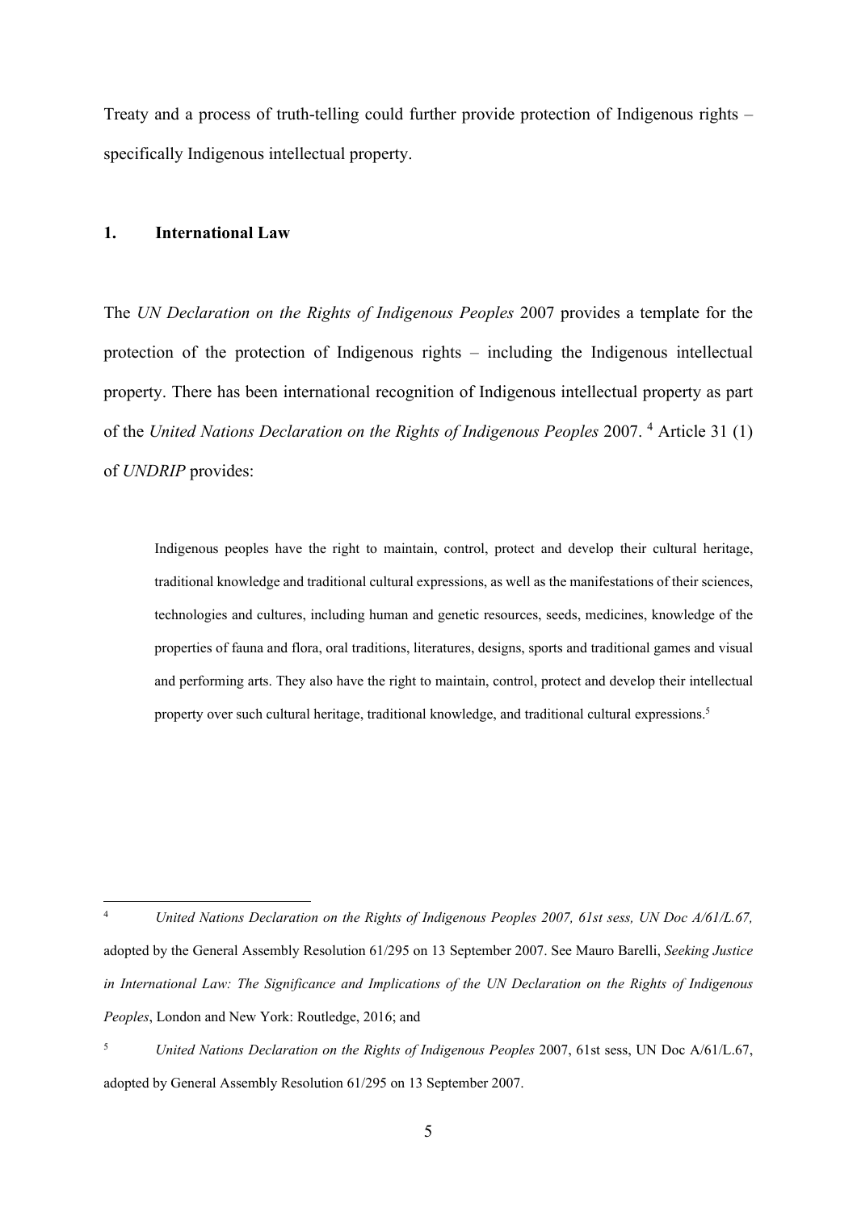Treaty and a process of truth-telling could further provide protection of Indigenous rights – specifically Indigenous intellectual property.

## 1. International Law

The *UN Declaration on the Rights of Indigenous Peoples* 2007 provides a template for the protection of the protection of Indigenous rights – including the Indigenous intellectual property. There has been international recognition of Indigenous intellectual property as part of the *United Nations Declaration on the Rights of Indigenous Peoples* 2007. [4] Article 31 (1) of *UNDRIP* provides:

> Indigenous peoples have the right to maintain, control, protect and develop their cultural heritage, traditional knowledge and traditional cultural expressions, as well as the manifestations of their sciences, technologies and cultures, including human and genetic resources, seeds, medicines, knowledge of the properties of fauna and flora, oral traditions, literatures, designs, sports and traditional games and visual and performing arts. They also have the right to maintain, control, protect and develop their intellectual property over such cultural heritage, traditional knowledge, and traditional cultural expressions.[5]

---

[4] *United Nations Declaration on the Rights of Indigenous Peoples 2007, 61st sess, UN Doc A/61/L.67,* adopted by the General Assembly Resolution 61/295 on 13 September 2007. See Mauro Barelli, *Seeking Justice in International Law: The Significance and Implications of the UN Declaration on the Rights of Indigenous Peoples*, London and New York: Routledge, 2016; and

[5] *United Nations Declaration on the Rights of Indigenous Peoples* 2007, 61st sess, UN Doc A/61/L.67, adopted by General Assembly Resolution 61/295 on 13 September 2007.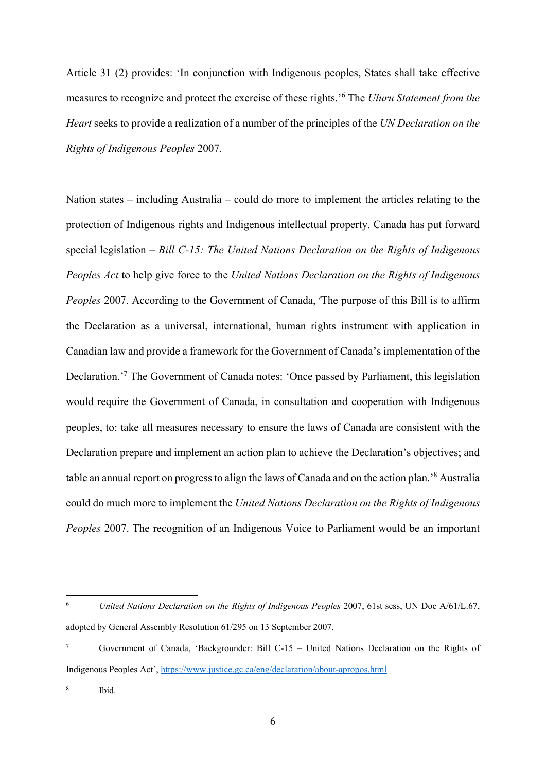Article 31 (2) provides: 'In conjunction with Indigenous peoples, States shall take effective measures to recognize and protect the exercise of these rights.'[6] The *Uluru Statement from the Heart* seeks to provide a realization of a number of the principles of the *UN Declaration on the Rights of Indigenous Peoples* 2007.

Nation states – including Australia – could do more to implement the articles relating to the protection of Indigenous rights and Indigenous intellectual property. Canada has put forward special legislation – *Bill C-15: The United Nations Declaration on the Rights of Indigenous Peoples Act* to help give force to the *United Nations Declaration on the Rights of Indigenous Peoples* 2007. According to the Government of Canada, 'The purpose of this Bill is to affirm the Declaration as a universal, international, human rights instrument with application in Canadian law and provide a framework for the Government of Canada's implementation of the Declaration.'[7] The Government of Canada notes: 'Once passed by Parliament, this legislation would require the Government of Canada, in consultation and cooperation with Indigenous peoples, to: take all measures necessary to ensure the laws of Canada are consistent with the Declaration prepare and implement an action plan to achieve the Declaration's objectives; and table an annual report on progress to align the laws of Canada and on the action plan.'[8] Australia could do much more to implement the *United Nations Declaration on the Rights of Indigenous Peoples* 2007. The recognition of an Indigenous Voice to Parliament would be an important

---

[6] *United Nations Declaration on the Rights of Indigenous Peoples* 2007, 61st sess, UN Doc A/61/L.67, adopted by General Assembly Resolution 61/295 on 13 September 2007.

[7] Government of Canada, 'Backgrounder: Bill C-15 – United Nations Declaration on the Rights of Indigenous Peoples Act', https://www.justice.gc.ca/eng/declaration/about-apropos.html

[8] Ibid.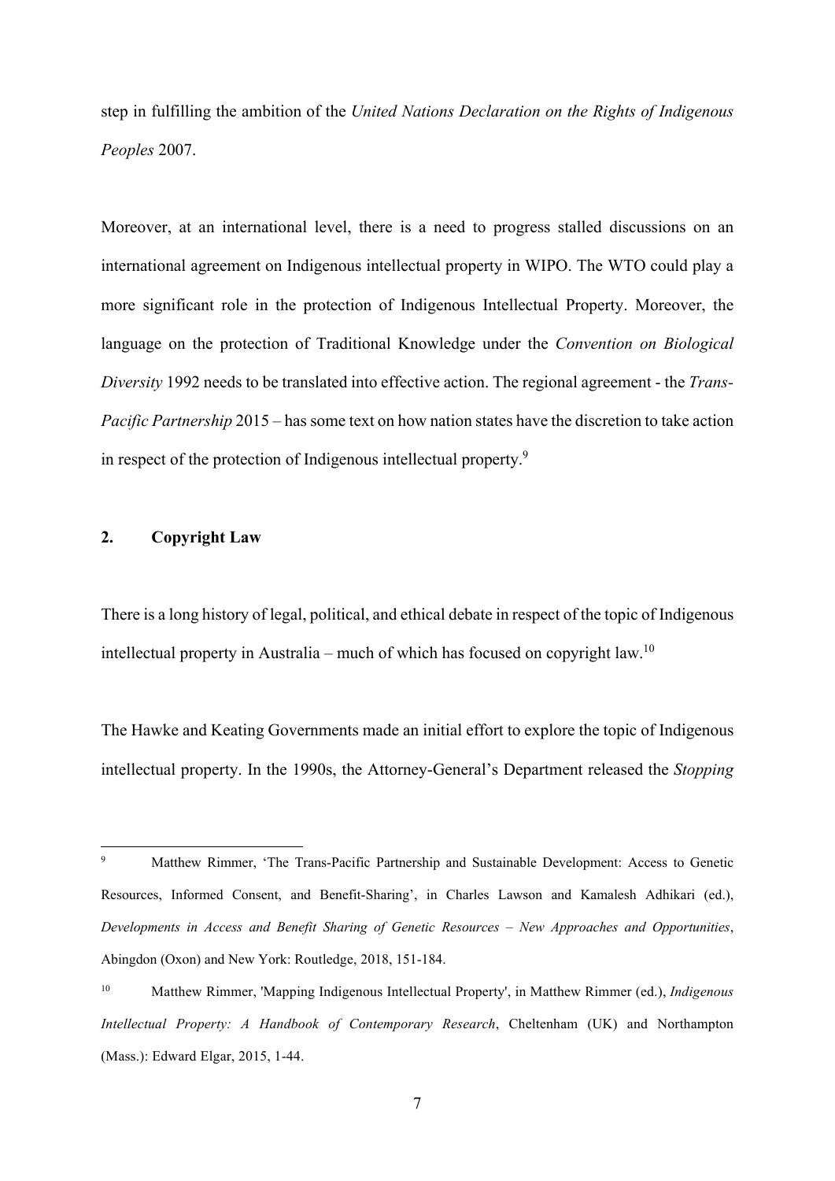step in fulfilling the ambition of the *United Nations Declaration on the Rights of Indigenous Peoples* 2007.

Moreover, at an international level, there is a need to progress stalled discussions on an international agreement on Indigenous intellectual property in WIPO. The WTO could play a more significant role in the protection of Indigenous Intellectual Property. Moreover, the language on the protection of Traditional Knowledge under the *Convention on Biological Diversity* 1992 needs to be translated into effective action. The regional agreement - the *Trans-Pacific Partnership* 2015 – has some text on how nation states have the discretion to take action in respect of the protection of Indigenous intellectual property.[9]

## 2. Copyright Law

There is a long history of legal, political, and ethical debate in respect of the topic of Indigenous intellectual property in Australia – much of which has focused on copyright law.[10]

The Hawke and Keating Governments made an initial effort to explore the topic of Indigenous intellectual property. In the 1990s, the Attorney-General's Department released the *Stopping*

---

[9] Matthew Rimmer, 'The Trans-Pacific Partnership and Sustainable Development: Access to Genetic Resources, Informed Consent, and Benefit-Sharing', in Charles Lawson and Kamalesh Adhikari (ed.), *Developments in Access and Benefit Sharing of Genetic Resources – New Approaches and Opportunities*, Abingdon (Oxon) and New York: Routledge, 2018, 151-184.

[10] Matthew Rimmer, 'Mapping Indigenous Intellectual Property', in Matthew Rimmer (ed.), *Indigenous Intellectual Property: A Handbook of Contemporary Research*, Cheltenham (UK) and Northampton (Mass.): Edward Elgar, 2015, 1-44.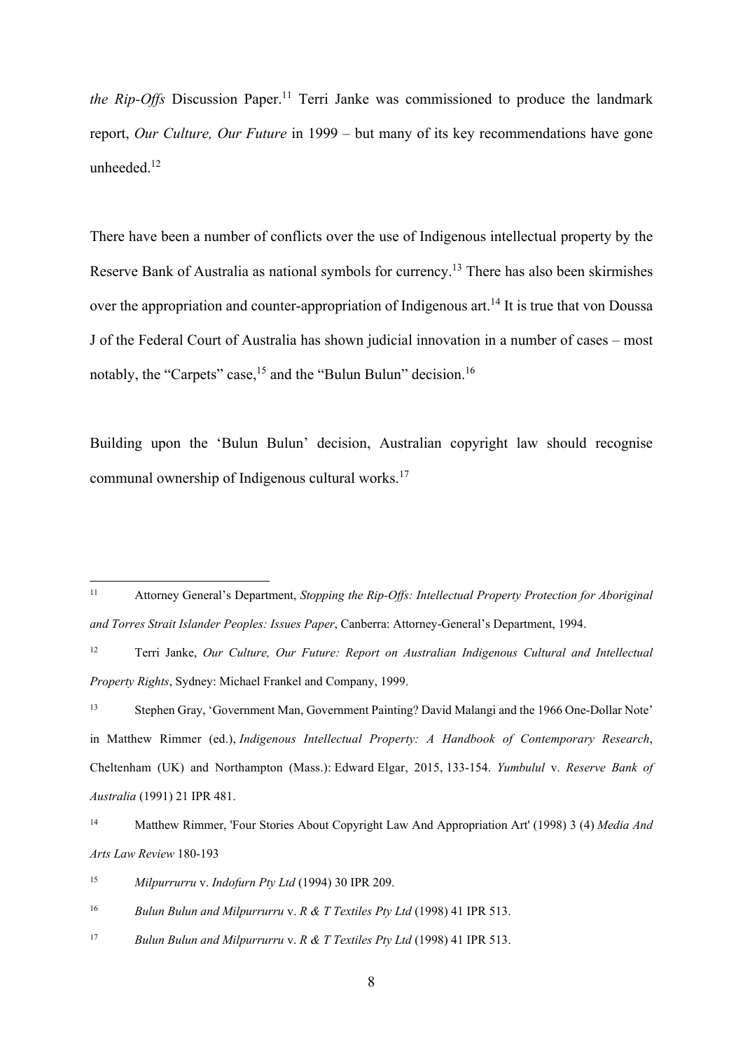*the Rip-Offs* Discussion Paper.[11] Terri Janke was commissioned to produce the landmark report, *Our Culture, Our Future* in 1999 – but many of its key recommendations have gone unheeded.[12]

There have been a number of conflicts over the use of Indigenous intellectual property by the Reserve Bank of Australia as national symbols for currency.[13] There has also been skirmishes over the appropriation and counter-appropriation of Indigenous art.[14] It is true that von Doussa J of the Federal Court of Australia has shown judicial innovation in a number of cases – most notably, the "Carpets" case,[15] and the "Bulun Bulun" decision.[16]

Building upon the 'Bulun Bulun' decision, Australian copyright law should recognise communal ownership of Indigenous cultural works.[17]

---

[11] Attorney General's Department, *Stopping the Rip-Offs: Intellectual Property Protection for Aboriginal and Torres Strait Islander Peoples: Issues Paper*, Canberra: Attorney-General's Department, 1994.

[12] Terri Janke, *Our Culture, Our Future: Report on Australian Indigenous Cultural and Intellectual Property Rights*, Sydney: Michael Frankel and Company, 1999.

[13] Stephen Gray, 'Government Man, Government Painting? David Malangi and the 1966 One-Dollar Note' in Matthew Rimmer (ed.), *Indigenous Intellectual Property: A Handbook of Contemporary Research*, Cheltenham (UK) and Northampton (Mass.): Edward Elgar, 2015, 133-154. *Yumbulul* v. *Reserve Bank of Australia* (1991) 21 IPR 481.

[14] Matthew Rimmer, 'Four Stories About Copyright Law And Appropriation Art' (1998) 3 (4) *Media And Arts Law Review* 180-193

[15] *Milpurrurru* v. *Indofurn Pty Ltd* (1994) 30 IPR 209.

[16] *Bulun Bulun and Milpurrurru* v. *R & T Textiles Pty Ltd* (1998) 41 IPR 513.

[17] *Bulun Bulun and Milpurrurru* v. *R & T Textiles Pty Ltd* (1998) 41 IPR 513.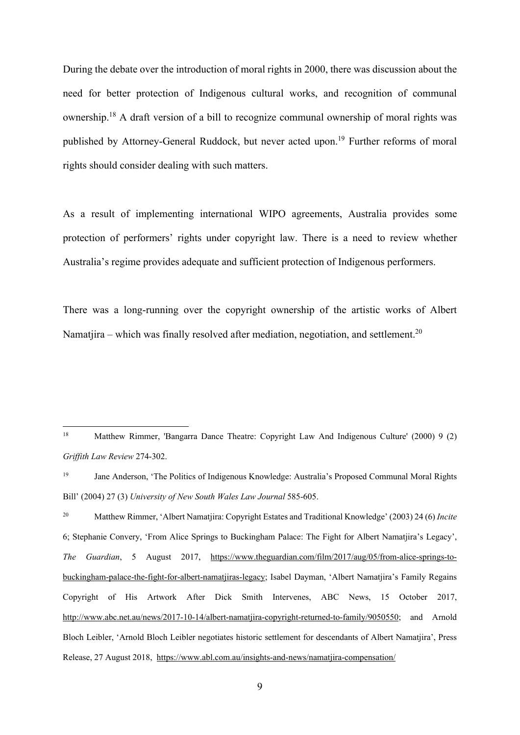During the debate over the introduction of moral rights in 2000, there was discussion about the need for better protection of Indigenous cultural works, and recognition of communal ownership.[18] A draft version of a bill to recognize communal ownership of moral rights was published by Attorney-General Ruddock, but never acted upon.[19] Further reforms of moral rights should consider dealing with such matters.

As a result of implementing international WIPO agreements, Australia provides some protection of performers' rights under copyright law. There is a need to review whether Australia's regime provides adequate and sufficient protection of Indigenous performers.

There was a long-running over the copyright ownership of the artistic works of Albert Namatjira – which was finally resolved after mediation, negotiation, and settlement.[20]

---

[18] Matthew Rimmer, 'Bangarra Dance Theatre: Copyright Law And Indigenous Culture' (2000) 9 (2) *Griffith Law Review* 274-302.

[19] Jane Anderson, 'The Politics of Indigenous Knowledge: Australia's Proposed Communal Moral Rights Bill' (2004) 27 (3) *University of New South Wales Law Journal* 585-605.

[20] Matthew Rimmer, 'Albert Namatjira: Copyright Estates and Traditional Knowledge' (2003) 24 (6) *Incite* 6; Stephanie Convery, 'From Alice Springs to Buckingham Palace: The Fight for Albert Namatjira's Legacy', *The Guardian*, 5 August 2017, https://www.theguardian.com/film/2017/aug/05/from-alice-springs-to-buckingham-palace-the-fight-for-albert-namatjiras-legacy; Isabel Dayman, 'Albert Namatjira's Family Regains Copyright of His Artwork After Dick Smith Intervenes, ABC News, 15 October 2017, http://www.abc.net.au/news/2017-10-14/albert-namatjira-copyright-returned-to-family/9050550; and Arnold Bloch Leibler, 'Arnold Bloch Leibler negotiates historic settlement for descendants of Albert Namatjira', Press Release, 27 August 2018, https://www.abl.com.au/insights-and-news/namatjira-compensation/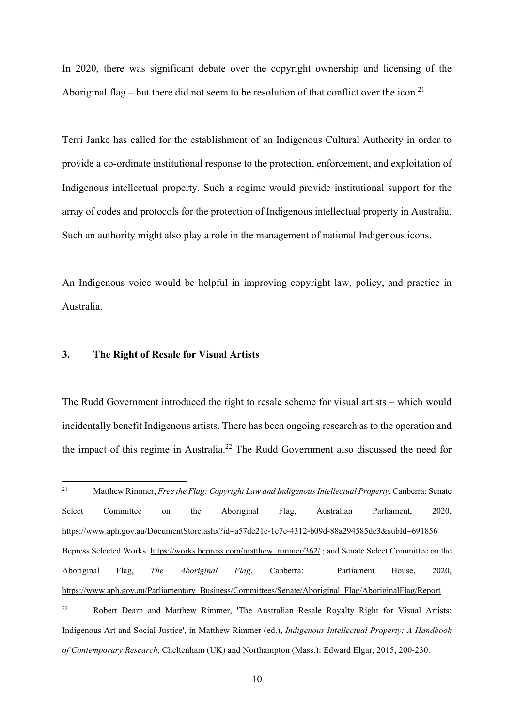In 2020, there was significant debate over the copyright ownership and licensing of the Aboriginal flag – but there did not seem to be resolution of that conflict over the icon.[21]

Terri Janke has called for the establishment of an Indigenous Cultural Authority in order to provide a co-ordinate institutional response to the protection, enforcement, and exploitation of Indigenous intellectual property. Such a regime would provide institutional support for the array of codes and protocols for the protection of Indigenous intellectual property in Australia. Such an authority might also play a role in the management of national Indigenous icons.

An Indigenous voice would be helpful in improving copyright law, policy, and practice in Australia.

### 3. The Right of Resale for Visual Artists

The Rudd Government introduced the right to resale scheme for visual artists – which would incidentally benefit Indigenous artists. There has been ongoing research as to the operation and the impact of this regime in Australia.[22] The Rudd Government also discussed the need for

---

[21] Matthew Rimmer, *Free the Flag: Copyright Law and Indigenous Intellectual Property*, Canberra: Senate Select Committee on the Aboriginal Flag, Australian Parliament, 2020, https://www.aph.gov.au/DocumentStore.ashx?id=a57de21c-1c7e-4312-b09d-88a294585de3&subId=691856 Bepress Selected Works: https://works.bepress.com/matthew_rimmer/362/ ; and Senate Select Committee on the Aboriginal Flag, *The Aboriginal Flag*, Canberra: Parliament House, 2020, https://www.aph.gov.au/Parliamentary_Business/Committees/Senate/Aboriginal_Flag/AboriginalFlag/Report

[22] Robert Dearn and Matthew Rimmer, 'The Australian Resale Royalty Right for Visual Artists: Indigenous Art and Social Justice', in Matthew Rimmer (ed.), *Indigenous Intellectual Property: A Handbook of Contemporary Research*, Cheltenham (UK) and Northampton (Mass.): Edward Elgar, 2015, 200-230.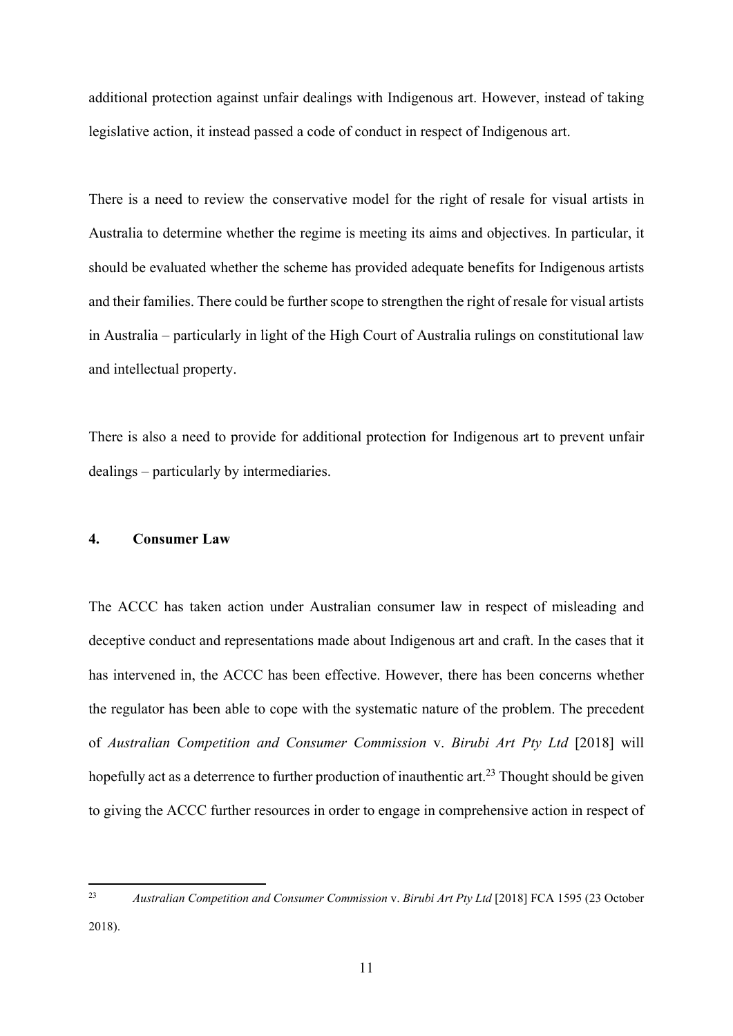additional protection against unfair dealings with Indigenous art. However, instead of taking legislative action, it instead passed a code of conduct in respect of Indigenous art.

There is a need to review the conservative model for the right of resale for visual artists in Australia to determine whether the regime is meeting its aims and objectives. In particular, it should be evaluated whether the scheme has provided adequate benefits for Indigenous artists and their families. There could be further scope to strengthen the right of resale for visual artists in Australia – particularly in light of the High Court of Australia rulings on constitutional law and intellectual property.

There is also a need to provide for additional protection for Indigenous art to prevent unfair dealings – particularly by intermediaries.

## 4. Consumer Law

The ACCC has taken action under Australian consumer law in respect of misleading and deceptive conduct and representations made about Indigenous art and craft. In the cases that it has intervened in, the ACCC has been effective. However, there has been concerns whether the regulator has been able to cope with the systematic nature of the problem. The precedent of *Australian Competition and Consumer Commission* v. *Birubi Art Pty Ltd* [2018] will hopefully act as a deterrence to further production of inauthentic art.[23] Thought should be given to giving the ACCC further resources in order to engage in comprehensive action in respect of

---

[23] *Australian Competition and Consumer Commission* v. *Birubi Art Pty Ltd* [2018] FCA 1595 (23 October 2018).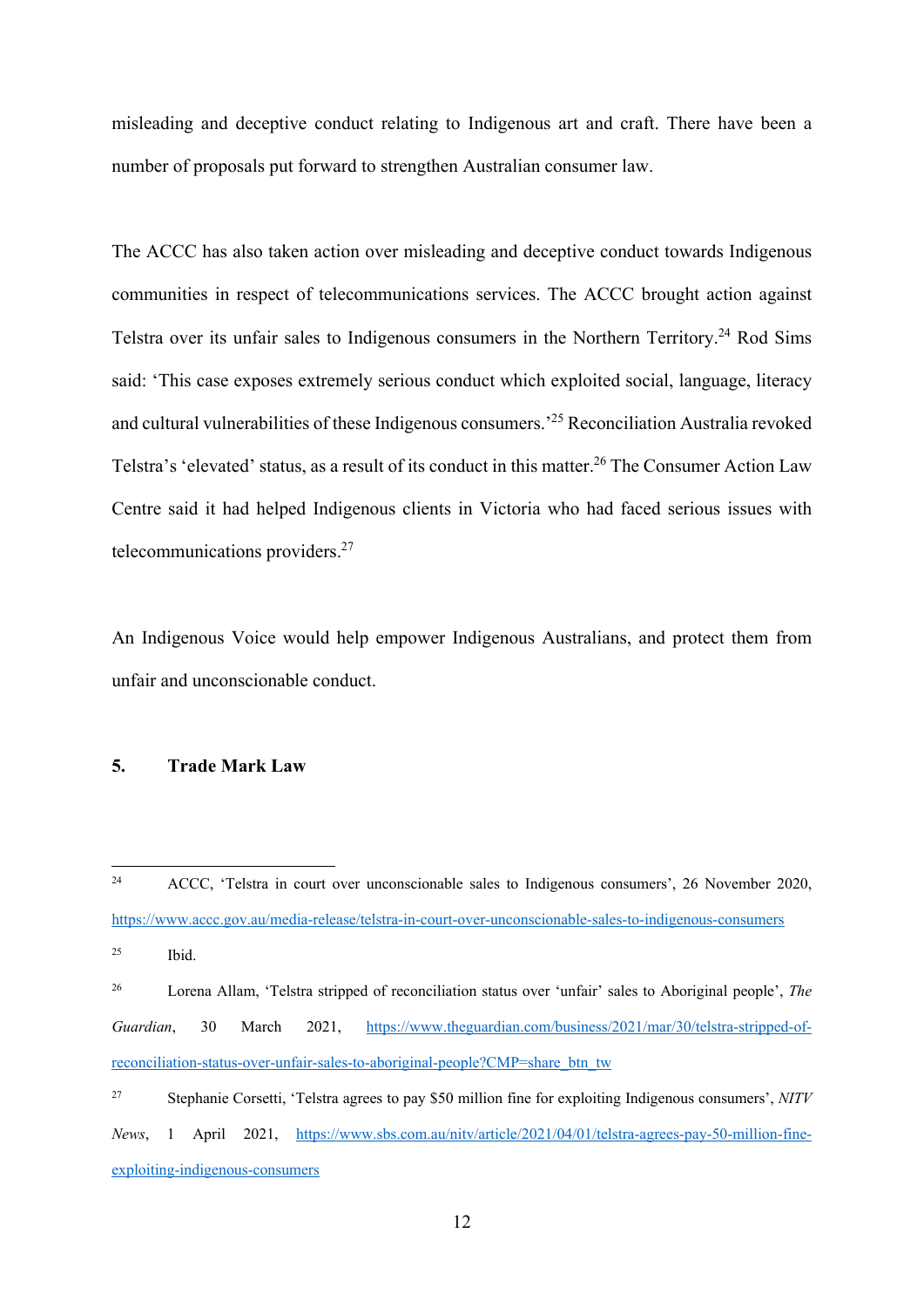misleading and deceptive conduct relating to Indigenous art and craft. There have been a number of proposals put forward to strengthen Australian consumer law.

The ACCC has also taken action over misleading and deceptive conduct towards Indigenous communities in respect of telecommunications services. The ACCC brought action against Telstra over its unfair sales to Indigenous consumers in the Northern Territory.[24] Rod Sims said: 'This case exposes extremely serious conduct which exploited social, language, literacy and cultural vulnerabilities of these Indigenous consumers.'[25] Reconciliation Australia revoked Telstra's 'elevated' status, as a result of its conduct in this matter.[26] The Consumer Action Law Centre said it had helped Indigenous clients in Victoria who had faced serious issues with telecommunications providers.[27]

An Indigenous Voice would help empower Indigenous Australians, and protect them from unfair and unconscionable conduct.

## 5. Trade Mark Law

---

[24] ACCC, 'Telstra in court over unconscionable sales to Indigenous consumers', 26 November 2020, https://www.accc.gov.au/media-release/telstra-in-court-over-unconscionable-sales-to-indigenous-consumers

[25] Ibid.

[26] Lorena Allam, 'Telstra stripped of reconciliation status over 'unfair' sales to Aboriginal people', *The Guardian*, 30 March 2021, https://www.theguardian.com/business/2021/mar/30/telstra-stripped-of-reconciliation-status-over-unfair-sales-to-aboriginal-people?CMP=share_btn_tw

[27] Stephanie Corsetti, 'Telstra agrees to pay $50 million fine for exploiting Indigenous consumers', *NITV News*, 1 April 2021, https://www.sbs.com.au/nitv/article/2021/04/01/telstra-agrees-pay-50-million-fine-exploiting-indigenous-consumers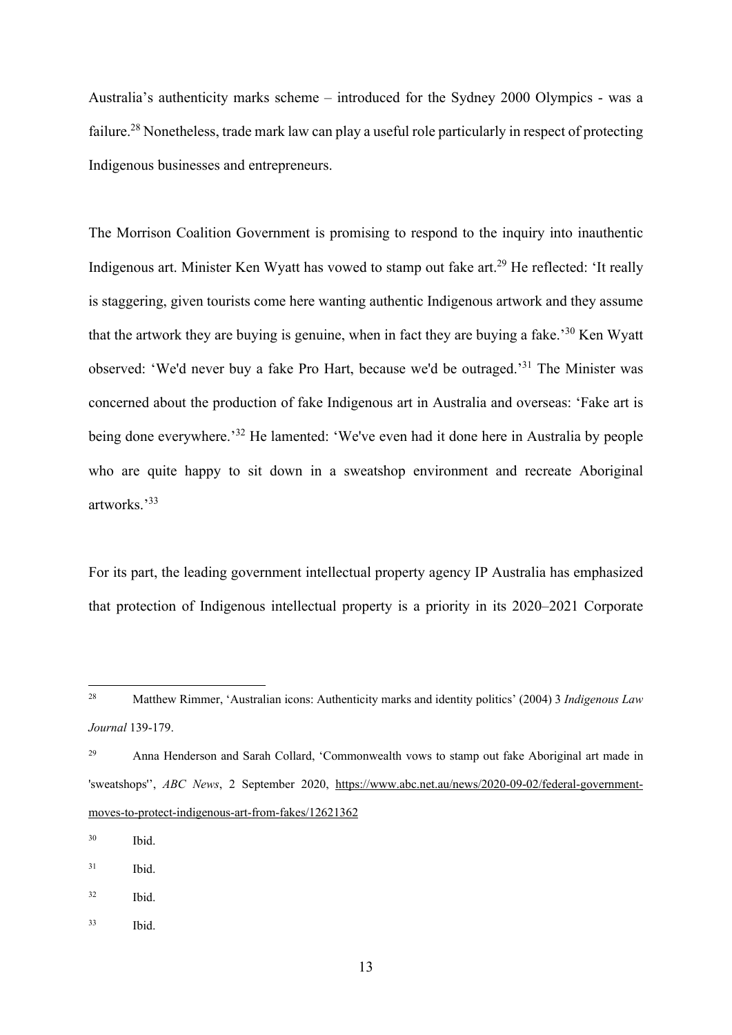Australia's authenticity marks scheme – introduced for the Sydney 2000 Olympics - was a failure.[28] Nonetheless, trade mark law can play a useful role particularly in respect of protecting Indigenous businesses and entrepreneurs.

The Morrison Coalition Government is promising to respond to the inquiry into inauthentic Indigenous art. Minister Ken Wyatt has vowed to stamp out fake art.[29] He reflected: 'It really is staggering, given tourists come here wanting authentic Indigenous artwork and they assume that the artwork they are buying is genuine, when in fact they are buying a fake.'[30] Ken Wyatt observed: 'We'd never buy a fake Pro Hart, because we'd be outraged.'[31] The Minister was concerned about the production of fake Indigenous art in Australia and overseas: 'Fake art is being done everywhere.'[32] He lamented: 'We've even had it done here in Australia by people who are quite happy to sit down in a sweatshop environment and recreate Aboriginal artworks.'[33]

For its part, the leading government intellectual property agency IP Australia has emphasized that protection of Indigenous intellectual property is a priority in its 2020–2021 Corporate

---

[28] Matthew Rimmer, 'Australian icons: Authenticity marks and identity politics' (2004) 3 *Indigenous Law Journal* 139-179.

[29] Anna Henderson and Sarah Collard, 'Commonwealth vows to stamp out fake Aboriginal art made in 'sweatshops'', *ABC News*, 2 September 2020, https://www.abc.net.au/news/2020-09-02/federal-government-moves-to-protect-indigenous-art-from-fakes/12621362

[30] Ibid.

[31] Ibid.

[32] Ibid.

[33] Ibid.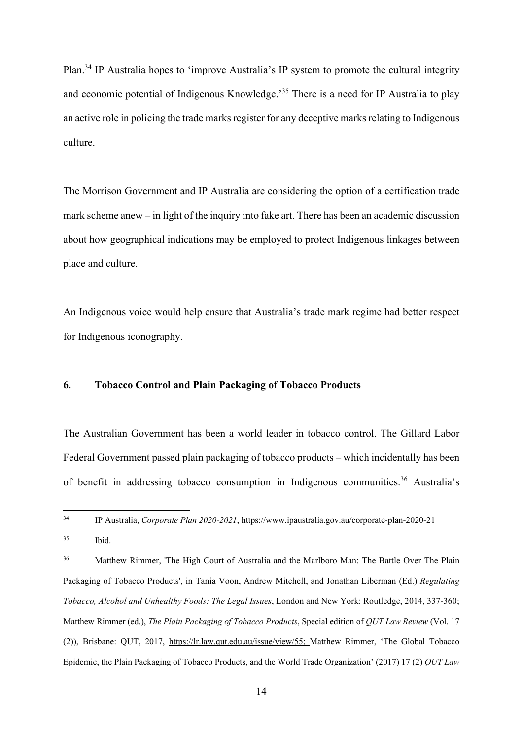Plan.[34] IP Australia hopes to 'improve Australia's IP system to promote the cultural integrity and economic potential of Indigenous Knowledge.'[35] There is a need for IP Australia to play an active role in policing the trade marks register for any deceptive marks relating to Indigenous culture.

The Morrison Government and IP Australia are considering the option of a certification trade mark scheme anew – in light of the inquiry into fake art. There has been an academic discussion about how geographical indications may be employed to protect Indigenous linkages between place and culture.

An Indigenous voice would help ensure that Australia's trade mark regime had better respect for Indigenous iconography.

## 6. Tobacco Control and Plain Packaging of Tobacco Products

The Australian Government has been a world leader in tobacco control. The Gillard Labor Federal Government passed plain packaging of tobacco products – which incidentally has been of benefit in addressing tobacco consumption in Indigenous communities.[36] Australia's

---

[34] IP Australia, *Corporate Plan 2020-2021*, https://www.ipaustralia.gov.au/corporate-plan-2020-21

[35] Ibid.

[36] Matthew Rimmer, 'The High Court of Australia and the Marlboro Man: The Battle Over The Plain Packaging of Tobacco Products', in Tania Voon, Andrew Mitchell, and Jonathan Liberman (Ed.) *Regulating Tobacco, Alcohol and Unhealthy Foods: The Legal Issues*, London and New York: Routledge, 2014, 337-360; Matthew Rimmer (ed.), *The Plain Packaging of Tobacco Products*, Special edition of *QUT Law Review* (Vol. 17 (2)), Brisbane: QUT, 2017, https://lr.law.qut.edu.au/issue/view/55; Matthew Rimmer, 'The Global Tobacco Epidemic, the Plain Packaging of Tobacco Products, and the World Trade Organization' (2017) 17 (2) *QUT Law*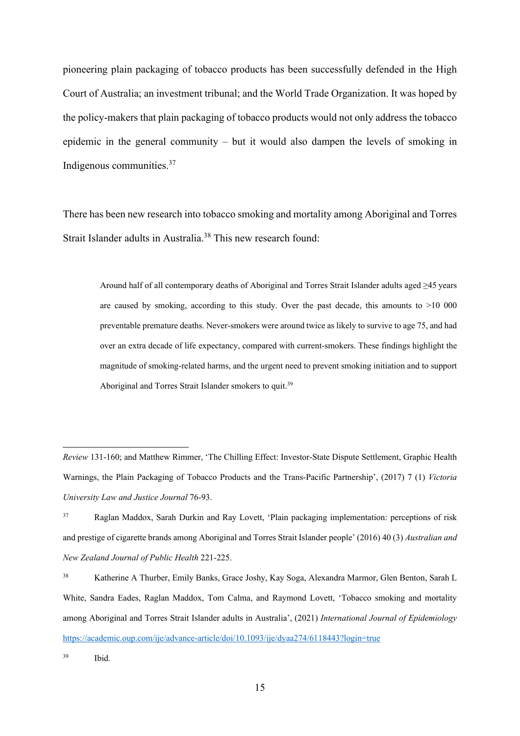pioneering plain packaging of tobacco products has been successfully defended in the High Court of Australia; an investment tribunal; and the World Trade Organization. It was hoped by the policy-makers that plain packaging of tobacco products would not only address the tobacco epidemic in the general community – but it would also dampen the levels of smoking in Indigenous communities.[37]

There has been new research into tobacco smoking and mortality among Aboriginal and Torres Strait Islander adults in Australia.[38] This new research found:

> Around half of all contemporary deaths of Aboriginal and Torres Strait Islander adults aged ≥45 years are caused by smoking, according to this study. Over the past decade, this amounts to >10 000 preventable premature deaths. Never-smokers were around twice as likely to survive to age 75, and had over an extra decade of life expectancy, compared with current-smokers. These findings highlight the magnitude of smoking-related harms, and the urgent need to prevent smoking initiation and to support Aboriginal and Torres Strait Islander smokers to quit.[39]

---

*Review* 131-160; and Matthew Rimmer, 'The Chilling Effect: Investor-State Dispute Settlement, Graphic Health Warnings, the Plain Packaging of Tobacco Products and the Trans-Pacific Partnership', (2017) 7 (1) *Victoria University Law and Justice Journal* 76-93.

[37] Raglan Maddox, Sarah Durkin and Ray Lovett, 'Plain packaging implementation: perceptions of risk and prestige of cigarette brands among Aboriginal and Torres Strait Islander people' (2016) 40 (3) *Australian and New Zealand Journal of Public Health* 221-225.

[38] Katherine A Thurber, Emily Banks, Grace Joshy, Kay Soga, Alexandra Marmor, Glen Benton, Sarah L White, Sandra Eades, Raglan Maddox, Tom Calma, and Raymond Lovett, 'Tobacco smoking and mortality among Aboriginal and Torres Strait Islander adults in Australia', (2021) *International Journal of Epidemiology* https://academic.oup.com/ije/advance-article/doi/10.1093/ije/dyaa274/6118443?login=true

[39] Ibid.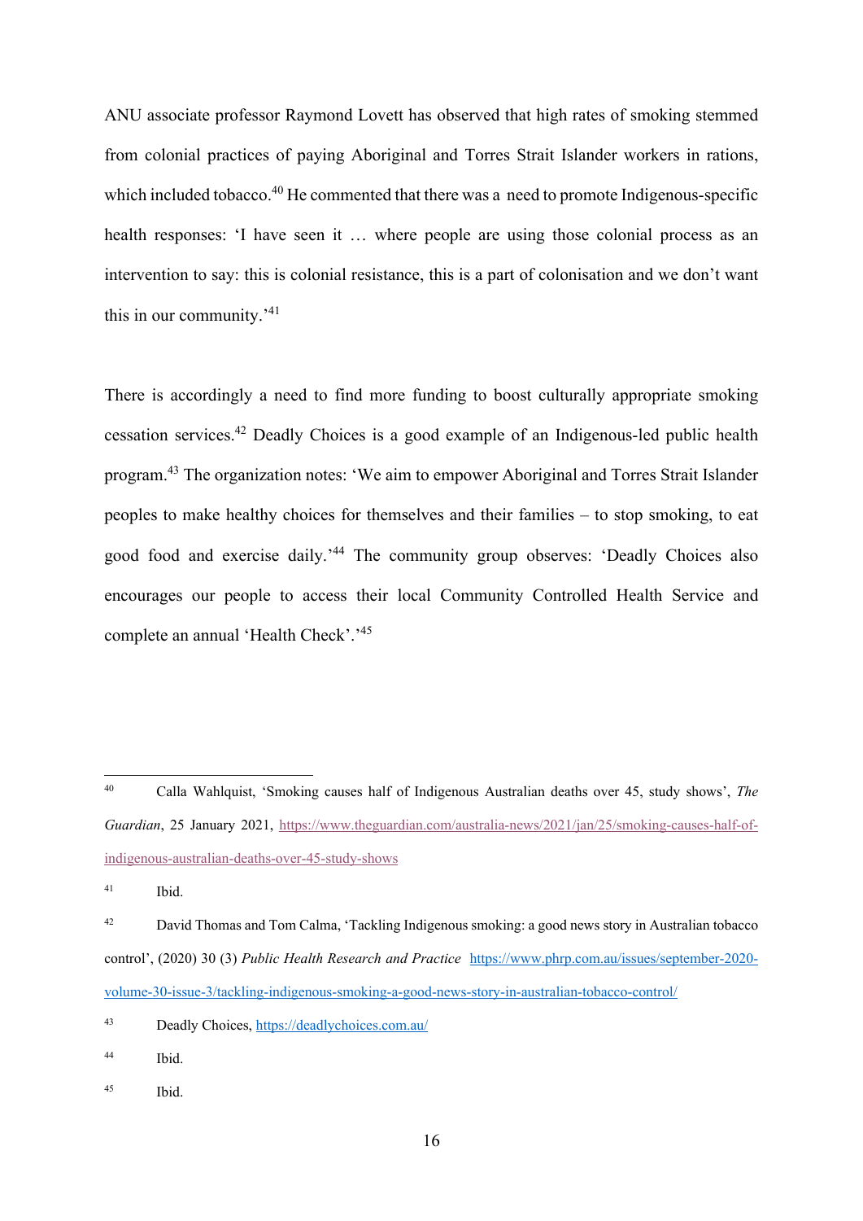ANU associate professor Raymond Lovett has observed that high rates of smoking stemmed from colonial practices of paying Aboriginal and Torres Strait Islander workers in rations, which included tobacco.[40] He commented that there was a need to promote Indigenous-specific health responses: 'I have seen it … where people are using those colonial process as an intervention to say: this is colonial resistance, this is a part of colonisation and we don't want this in our community.'[41]

There is accordingly a need to find more funding to boost culturally appropriate smoking cessation services.[42] Deadly Choices is a good example of an Indigenous-led public health program.[43] The organization notes: 'We aim to empower Aboriginal and Torres Strait Islander peoples to make healthy choices for themselves and their families – to stop smoking, to eat good food and exercise daily.'[44] The community group observes: 'Deadly Choices also encourages our people to access their local Community Controlled Health Service and complete an annual 'Health Check'.'[45]

---

[40] Calla Wahlquist, 'Smoking causes half of Indigenous Australian deaths over 45, study shows', *The Guardian*, 25 January 2021, https://www.theguardian.com/australia-news/2021/jan/25/smoking-causes-half-of-indigenous-australian-deaths-over-45-study-shows

[41] Ibid.

[42] David Thomas and Tom Calma, 'Tackling Indigenous smoking: a good news story in Australian tobacco control', (2020) 30 (3) *Public Health Research and Practice* https://www.phrp.com.au/issues/september-2020-volume-30-issue-3/tackling-indigenous-smoking-a-good-news-story-in-australian-tobacco-control/

[43] Deadly Choices, https://deadlychoices.com.au/

[44] Ibid.

[45] Ibid.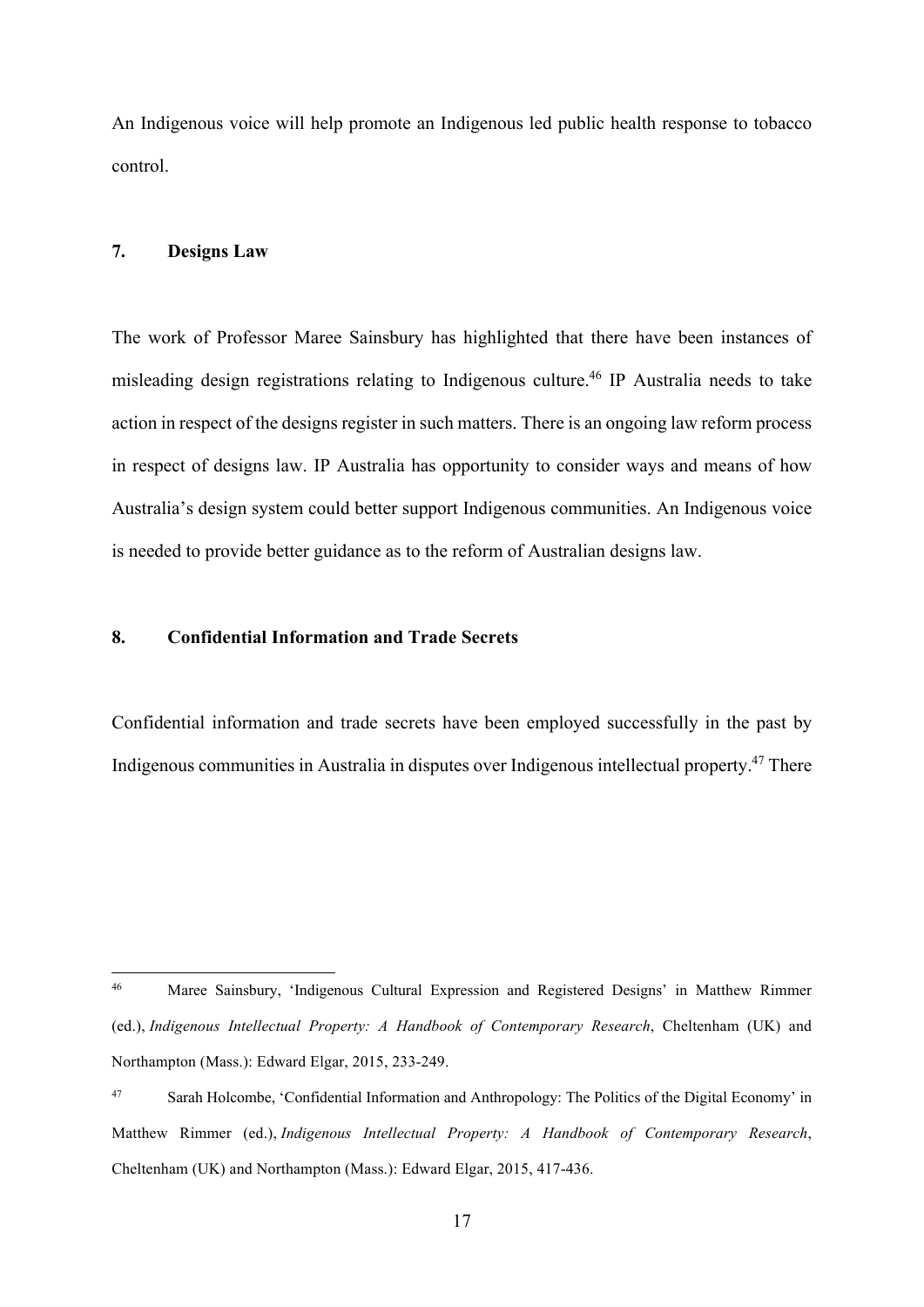An Indigenous voice will help promote an Indigenous led public health response to tobacco control.

## 7. Designs Law

The work of Professor Maree Sainsbury has highlighted that there have been instances of misleading design registrations relating to Indigenous culture.[46] IP Australia needs to take action in respect of the designs register in such matters. There is an ongoing law reform process in respect of designs law. IP Australia has opportunity to consider ways and means of how Australia's design system could better support Indigenous communities. An Indigenous voice is needed to provide better guidance as to the reform of Australian designs law.

## 8. Confidential Information and Trade Secrets

Confidential information and trade secrets have been employed successfully in the past by Indigenous communities in Australia in disputes over Indigenous intellectual property.[47] There

---

[46] Maree Sainsbury, 'Indigenous Cultural Expression and Registered Designs' in Matthew Rimmer (ed.), *Indigenous Intellectual Property: A Handbook of Contemporary Research*, Cheltenham (UK) and Northampton (Mass.): Edward Elgar, 2015, 233-249.

[47] Sarah Holcombe, 'Confidential Information and Anthropology: The Politics of the Digital Economy' in Matthew Rimmer (ed.), *Indigenous Intellectual Property: A Handbook of Contemporary Research*, Cheltenham (UK) and Northampton (Mass.): Edward Elgar, 2015, 417-436.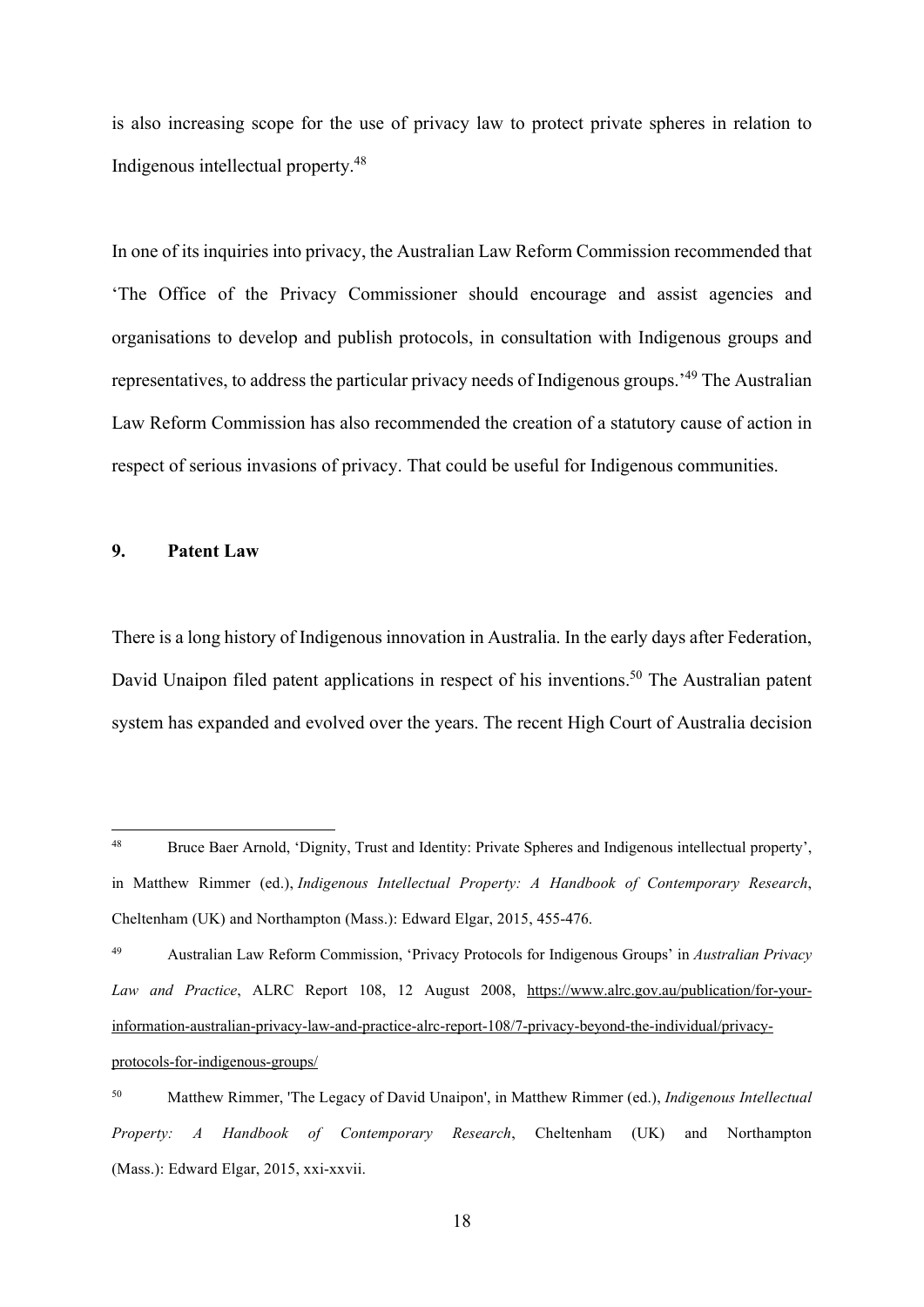is also increasing scope for the use of privacy law to protect private spheres in relation to Indigenous intellectual property.[48]

In one of its inquiries into privacy, the Australian Law Reform Commission recommended that 'The Office of the Privacy Commissioner should encourage and assist agencies and organisations to develop and publish protocols, in consultation with Indigenous groups and representatives, to address the particular privacy needs of Indigenous groups.'[49] The Australian Law Reform Commission has also recommended the creation of a statutory cause of action in respect of serious invasions of privacy. That could be useful for Indigenous communities.

## 9. Patent Law

There is a long history of Indigenous innovation in Australia. In the early days after Federation, David Unaipon filed patent applications in respect of his inventions.[50] The Australian patent system has expanded and evolved over the years. The recent High Court of Australia decision

---

[48] Bruce Baer Arnold, 'Dignity, Trust and Identity: Private Spheres and Indigenous intellectual property', in Matthew Rimmer (ed.), *Indigenous Intellectual Property: A Handbook of Contemporary Research*, Cheltenham (UK) and Northampton (Mass.): Edward Elgar, 2015, 455-476.

[49] Australian Law Reform Commission, 'Privacy Protocols for Indigenous Groups' in *Australian Privacy Law and Practice*, ALRC Report 108, 12 August 2008, https://www.alrc.gov.au/publication/for-your-information-australian-privacy-law-and-practice-alrc-report-108/7-privacy-beyond-the-individual/privacy-protocols-for-indigenous-groups/

[50] Matthew Rimmer, 'The Legacy of David Unaipon', in Matthew Rimmer (ed.), *Indigenous Intellectual Property: A Handbook of Contemporary Research*, Cheltenham (UK) and Northampton (Mass.): Edward Elgar, 2015, xxi-xxvii.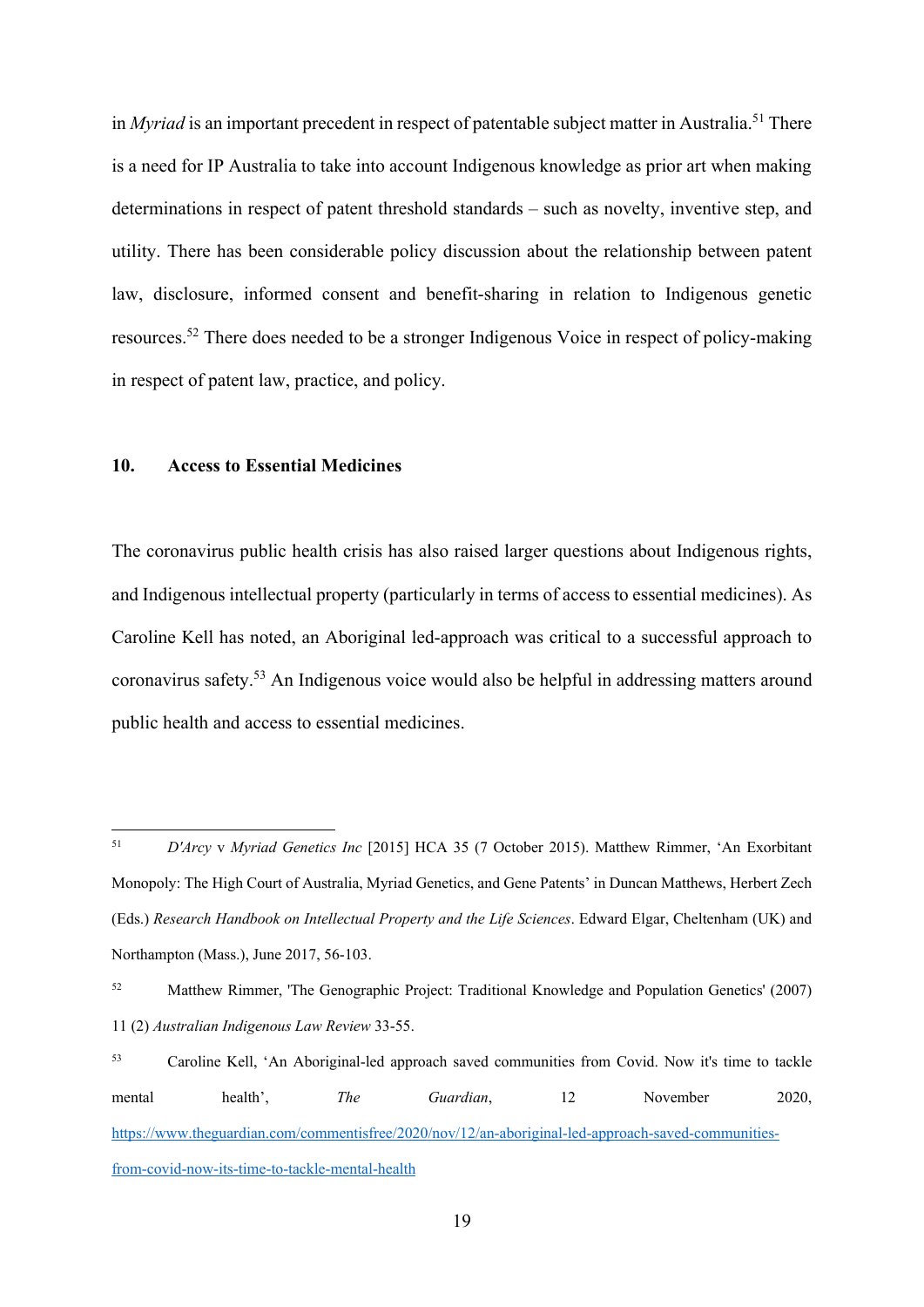in *Myriad* is an important precedent in respect of patentable subject matter in Australia.[51] There is a need for IP Australia to take into account Indigenous knowledge as prior art when making determinations in respect of patent threshold standards – such as novelty, inventive step, and utility. There has been considerable policy discussion about the relationship between patent law, disclosure, informed consent and benefit-sharing in relation to Indigenous genetic resources.[52] There does needed to be a stronger Indigenous Voice in respect of policy-making in respect of patent law, practice, and policy.

## 10. Access to Essential Medicines

The coronavirus public health crisis has also raised larger questions about Indigenous rights, and Indigenous intellectual property (particularly in terms of access to essential medicines). As Caroline Kell has noted, an Aboriginal led-approach was critical to a successful approach to coronavirus safety.[53] An Indigenous voice would also be helpful in addressing matters around public health and access to essential medicines.

---

[51] *D'Arcy* v *Myriad Genetics Inc* [2015] HCA 35 (7 October 2015). Matthew Rimmer, 'An Exorbitant Monopoly: The High Court of Australia, Myriad Genetics, and Gene Patents' in Duncan Matthews, Herbert Zech (Eds.) *Research Handbook on Intellectual Property and the Life Sciences*. Edward Elgar, Cheltenham (UK) and Northampton (Mass.), June 2017, 56-103.

[52] Matthew Rimmer, 'The Genographic Project: Traditional Knowledge and Population Genetics' (2007) 11 (2) *Australian Indigenous Law Review* 33-55.

[53] Caroline Kell, 'An Aboriginal-led approach saved communities from Covid. Now it's time to tackle mental health', *The Guardian*, 12 November 2020, https://www.theguardian.com/commentisfree/2020/nov/12/an-aboriginal-led-approach-saved-communities-from-covid-now-its-time-to-tackle-mental-health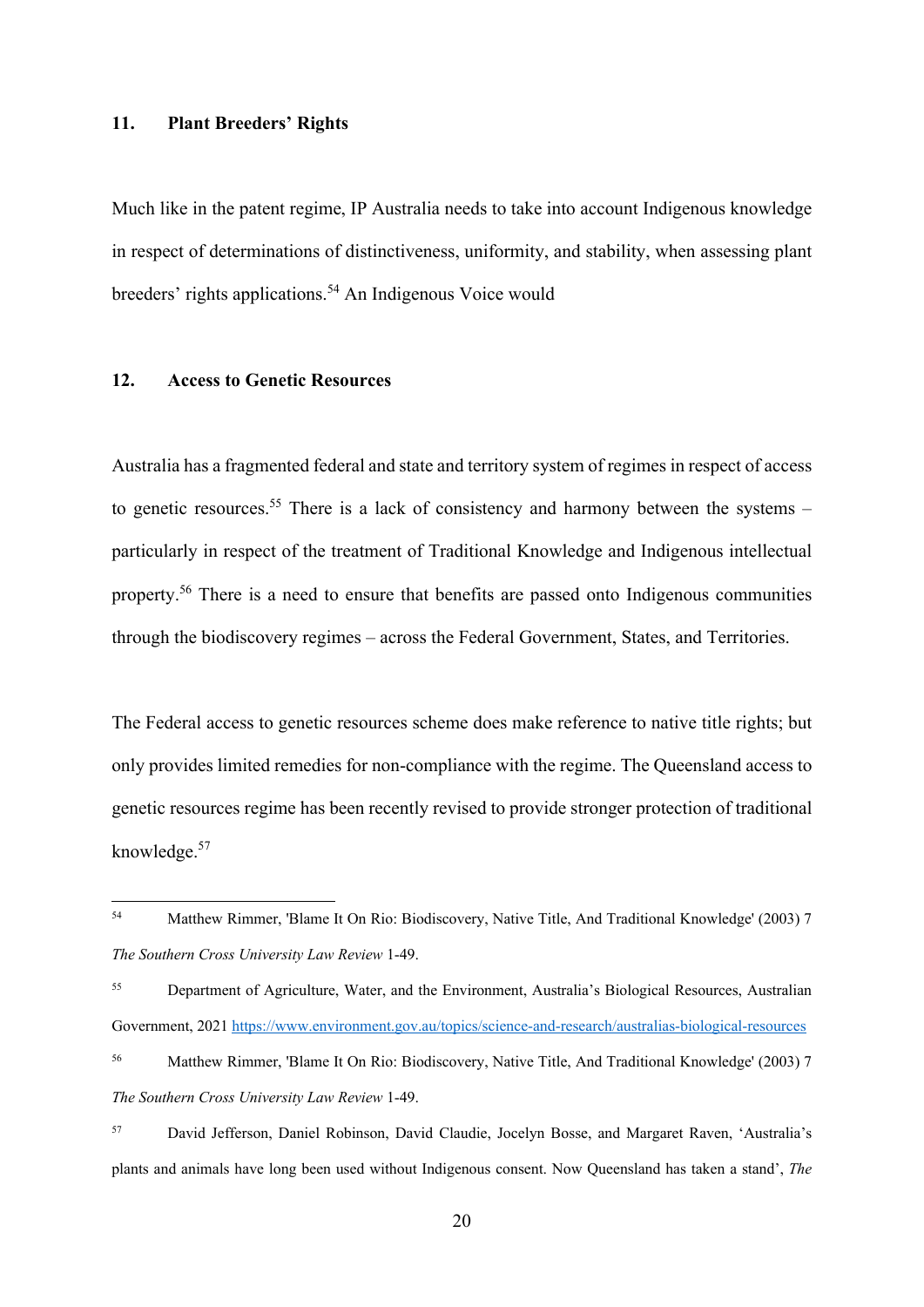## 11. Plant Breeders' Rights

Much like in the patent regime, IP Australia needs to take into account Indigenous knowledge in respect of determinations of distinctiveness, uniformity, and stability, when assessing plant breeders' rights applications.[54] An Indigenous Voice would

## 12. Access to Genetic Resources

Australia has a fragmented federal and state and territory system of regimes in respect of access to genetic resources.[55] There is a lack of consistency and harmony between the systems – particularly in respect of the treatment of Traditional Knowledge and Indigenous intellectual property.[56] There is a need to ensure that benefits are passed onto Indigenous communities through the biodiscovery regimes – across the Federal Government, States, and Territories.

The Federal access to genetic resources scheme does make reference to native title rights; but only provides limited remedies for non-compliance with the regime. The Queensland access to genetic resources regime has been recently revised to provide stronger protection of traditional knowledge.[57]

---

[54] Matthew Rimmer, 'Blame It On Rio: Biodiscovery, Native Title, And Traditional Knowledge' (2003) 7 *The Southern Cross University Law Review* 1-49.

[55] Department of Agriculture, Water, and the Environment, Australia's Biological Resources, Australian Government, 2021 https://www.environment.gov.au/topics/science-and-research/australias-biological-resources

[56] Matthew Rimmer, 'Blame It On Rio: Biodiscovery, Native Title, And Traditional Knowledge' (2003) 7 *The Southern Cross University Law Review* 1-49.

[57] David Jefferson, Daniel Robinson, David Claudie, Jocelyn Bosse, and Margaret Raven, 'Australia's plants and animals have long been used without Indigenous consent. Now Queensland has taken a stand', *The*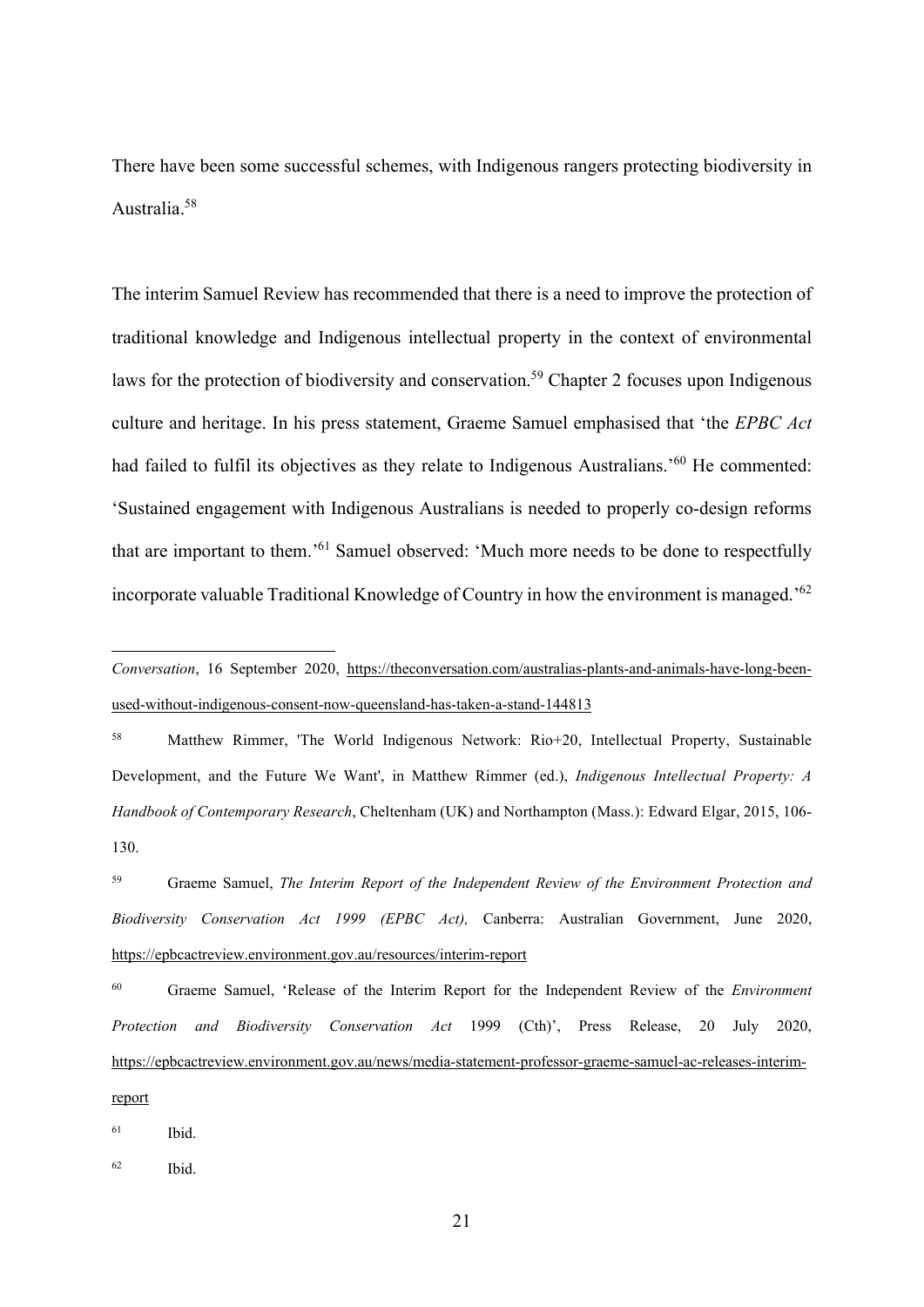There have been some successful schemes, with Indigenous rangers protecting biodiversity in Australia.[58]

The interim Samuel Review has recommended that there is a need to improve the protection of traditional knowledge and Indigenous intellectual property in the context of environmental laws for the protection of biodiversity and conservation.[59] Chapter 2 focuses upon Indigenous culture and heritage. In his press statement, Graeme Samuel emphasised that 'the *EPBC Act* had failed to fulfil its objectives as they relate to Indigenous Australians.'[60] He commented: 'Sustained engagement with Indigenous Australians is needed to properly co-design reforms that are important to them.'[61] Samuel observed: 'Much more needs to be done to respectfully incorporate valuable Traditional Knowledge of Country in how the environment is managed.'[62]

---

*Conversation*, 16 September 2020, https://theconversation.com/australias-plants-and-animals-have-long-been-used-without-indigenous-consent-now-queensland-has-taken-a-stand-144813

[58] Matthew Rimmer, 'The World Indigenous Network: Rio+20, Intellectual Property, Sustainable Development, and the Future We Want', in Matthew Rimmer (ed.), *Indigenous Intellectual Property: A Handbook of Contemporary Research*, Cheltenham (UK) and Northampton (Mass.): Edward Elgar, 2015, 106-130.

[59] Graeme Samuel, *The Interim Report of the Independent Review of the Environment Protection and Biodiversity Conservation Act 1999 (EPBC Act),* Canberra: Australian Government, June 2020, https://epbcactreview.environment.gov.au/resources/interim-report

[60] Graeme Samuel, 'Release of the Interim Report for the Independent Review of the *Environment Protection and Biodiversity Conservation Act* 1999 (Cth)', Press Release, 20 July 2020, https://epbcactreview.environment.gov.au/news/media-statement-professor-graeme-samuel-ac-releases-interim-report

[61] Ibid.

[62] Ibid.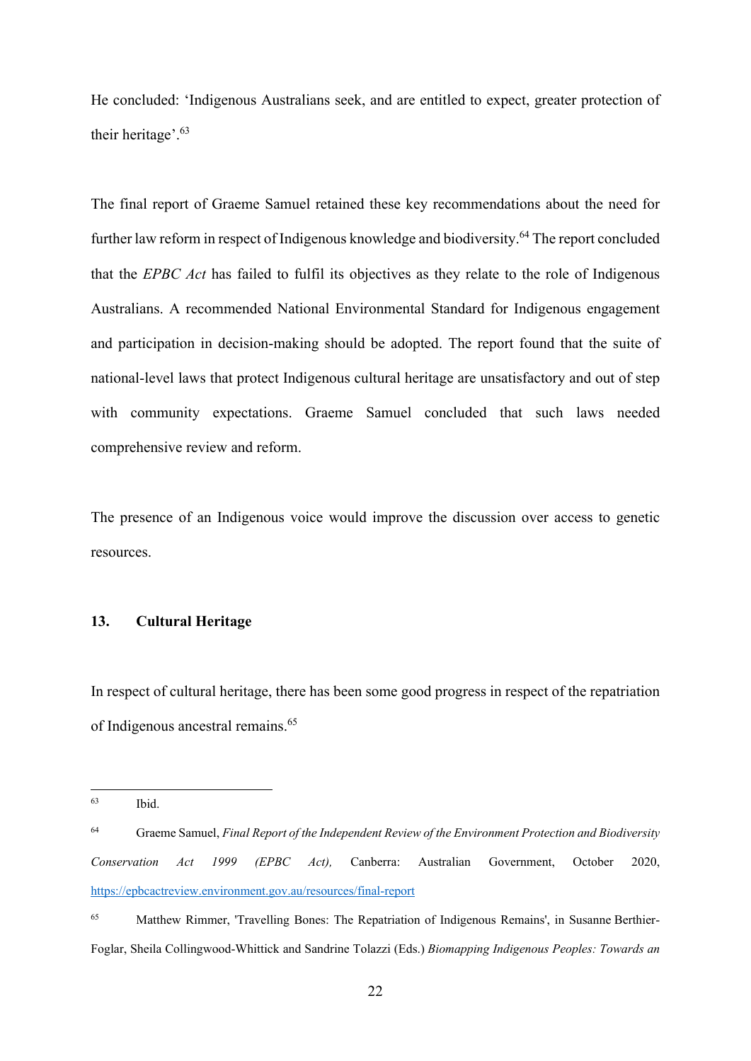He concluded: 'Indigenous Australians seek, and are entitled to expect, greater protection of their heritage'.[63]

The final report of Graeme Samuel retained these key recommendations about the need for further law reform in respect of Indigenous knowledge and biodiversity.[64] The report concluded that the *EPBC Act* has failed to fulfil its objectives as they relate to the role of Indigenous Australians. A recommended National Environmental Standard for Indigenous engagement and participation in decision-making should be adopted. The report found that the suite of national-level laws that protect Indigenous cultural heritage are unsatisfactory and out of step with community expectations. Graeme Samuel concluded that such laws needed comprehensive review and reform.

The presence of an Indigenous voice would improve the discussion over access to genetic resources.

## 13. Cultural Heritage

In respect of cultural heritage, there has been some good progress in respect of the repatriation of Indigenous ancestral remains.[65]

---

[63] Ibid.

[64] Graeme Samuel, *Final Report of the Independent Review of the Environment Protection and Biodiversity Conservation Act 1999 (EPBC Act),* Canberra: Australian Government, October 2020, https://epbcactreview.environment.gov.au/resources/final-report

[65] Matthew Rimmer, 'Travelling Bones: The Repatriation of Indigenous Remains', in Susanne Berthier-Foglar, Sheila Collingwood-Whittick and Sandrine Tolazzi (Eds.) *Biomapping Indigenous Peoples: Towards an*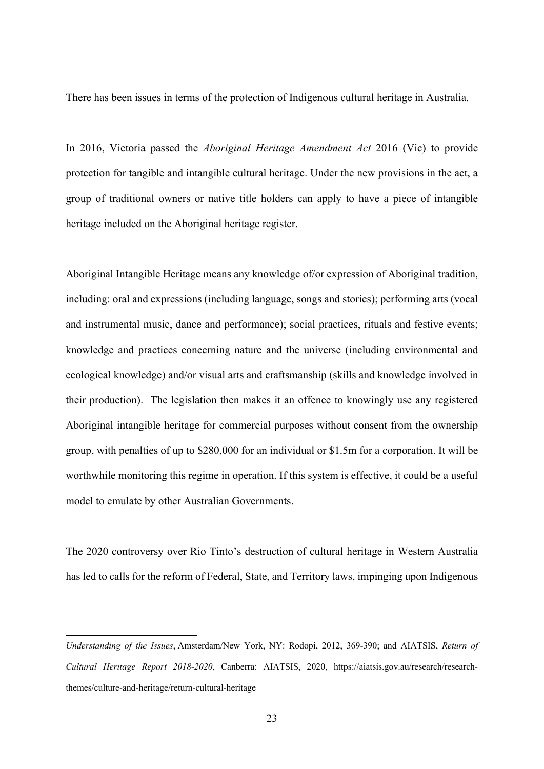There has been issues in terms of the protection of Indigenous cultural heritage in Australia.

In 2016, Victoria passed the *Aboriginal Heritage Amendment Act* 2016 (Vic) to provide protection for tangible and intangible cultural heritage. Under the new provisions in the act, a group of traditional owners or native title holders can apply to have a piece of intangible heritage included on the Aboriginal heritage register.

Aboriginal Intangible Heritage means any knowledge of/or expression of Aboriginal tradition, including: oral and expressions (including language, songs and stories); performing arts (vocal and instrumental music, dance and performance); social practices, rituals and festive events; knowledge and practices concerning nature and the universe (including environmental and ecological knowledge) and/or visual arts and craftsmanship (skills and knowledge involved in their production). The legislation then makes it an offence to knowingly use any registered Aboriginal intangible heritage for commercial purposes without consent from the ownership group, with penalties of up to $280,000 for an individual or $1.5m for a corporation. It will be worthwhile monitoring this regime in operation. If this system is effective, it could be a useful model to emulate by other Australian Governments.

The 2020 controversy over Rio Tinto's destruction of cultural heritage in Western Australia has led to calls for the reform of Federal, State, and Territory laws, impinging upon Indigenous

---

*Understanding of the Issues*, Amsterdam/New York, NY: Rodopi, 2012, 369-390; and AIATSIS, *Return of Cultural Heritage Report 2018-2020*, Canberra: AIATSIS, 2020, https://aiatsis.gov.au/research/research-themes/culture-and-heritage/return-cultural-heritage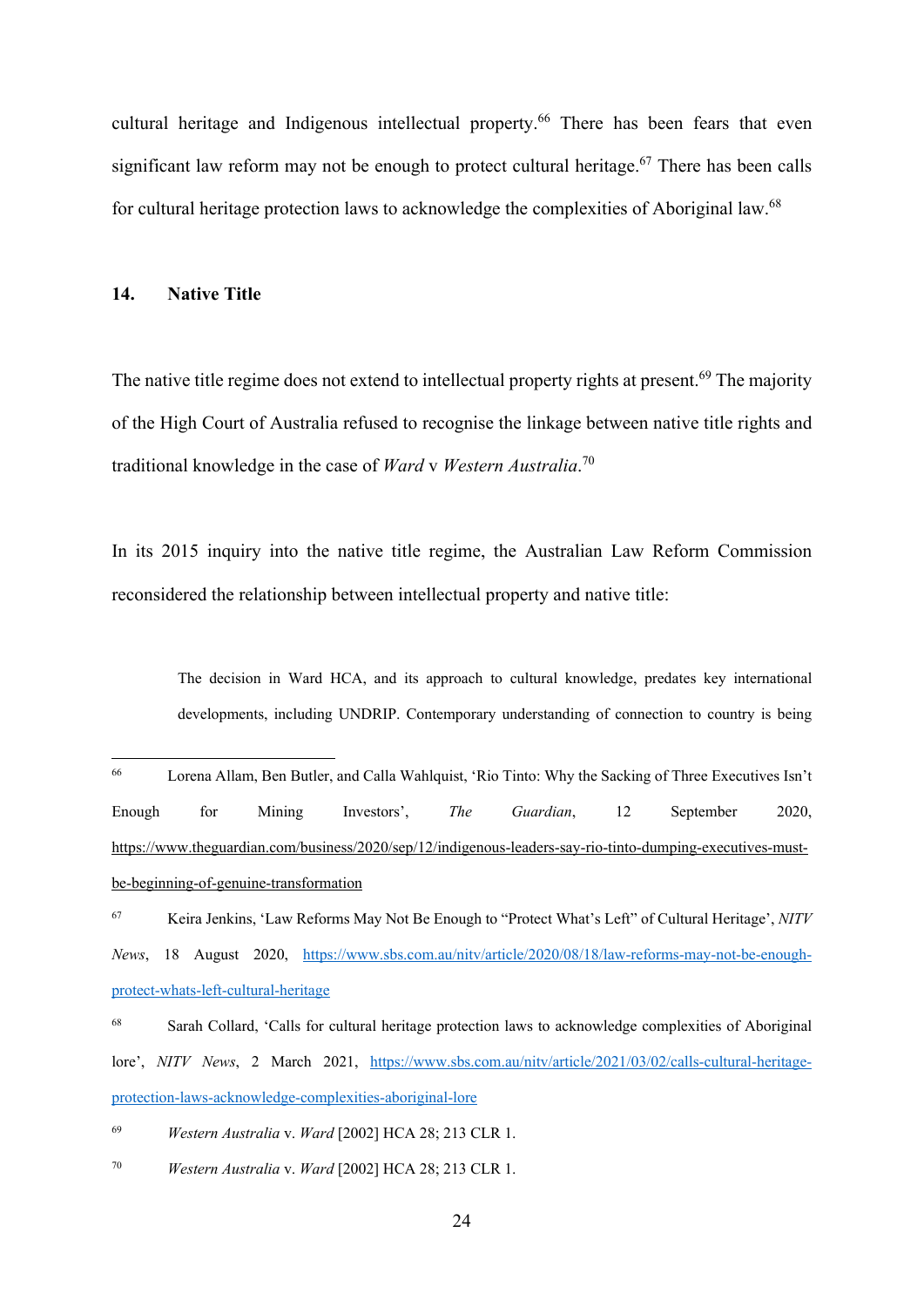cultural heritage and Indigenous intellectual property.[66] There has been fears that even significant law reform may not be enough to protect cultural heritage.[67] There has been calls for cultural heritage protection laws to acknowledge the complexities of Aboriginal law.[68]

## 14. Native Title

The native title regime does not extend to intellectual property rights at present.[69] The majority of the High Court of Australia refused to recognise the linkage between native title rights and traditional knowledge in the case of *Ward* v *Western Australia*.[70]

In its 2015 inquiry into the native title regime, the Australian Law Reform Commission reconsidered the relationship between intellectual property and native title:

> The decision in Ward HCA, and its approach to cultural knowledge, predates key international developments, including UNDRIP. Contemporary understanding of connection to country is being

---

[66] Lorena Allam, Ben Butler, and Calla Wahlquist, 'Rio Tinto: Why the Sacking of Three Executives Isn't Enough for Mining Investors', *The Guardian*, 12 September 2020, https://www.theguardian.com/business/2020/sep/12/indigenous-leaders-say-rio-tinto-dumping-executives-must-be-beginning-of-genuine-transformation

[67] Keira Jenkins, 'Law Reforms May Not Be Enough to "Protect What's Left" of Cultural Heritage', *NITV News*, 18 August 2020, https://www.sbs.com.au/nitv/article/2020/08/18/law-reforms-may-not-be-enough-protect-whats-left-cultural-heritage

[68] Sarah Collard, 'Calls for cultural heritage protection laws to acknowledge complexities of Aboriginal lore', *NITV News*, 2 March 2021, https://www.sbs.com.au/nitv/article/2021/03/02/calls-cultural-heritage-protection-laws-acknowledge-complexities-aboriginal-lore

[69] *Western Australia* v. *Ward* [2002] HCA 28; 213 CLR 1.

[70] *Western Australia* v. *Ward* [2002] HCA 28; 213 CLR 1.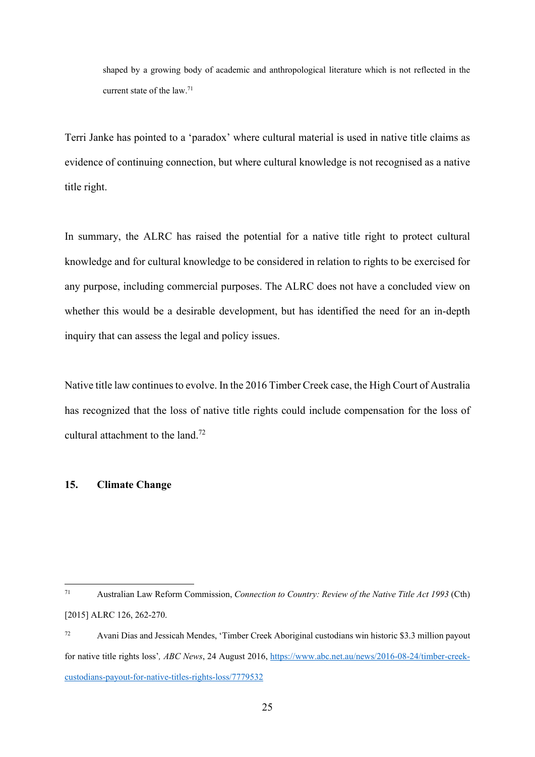> shaped by a growing body of academic and anthropological literature which is not reflected in the current state of the law.[71]

Terri Janke has pointed to a 'paradox' where cultural material is used in native title claims as evidence of continuing connection, but where cultural knowledge is not recognised as a native title right.

In summary, the ALRC has raised the potential for a native title right to protect cultural knowledge and for cultural knowledge to be considered in relation to rights to be exercised for any purpose, including commercial purposes. The ALRC does not have a concluded view on whether this would be a desirable development, but has identified the need for an in-depth inquiry that can assess the legal and policy issues.

Native title law continues to evolve. In the 2016 Timber Creek case, the High Court of Australia has recognized that the loss of native title rights could include compensation for the loss of cultural attachment to the land.[72]

## 15. Climate Change

---

[71] Australian Law Reform Commission, *Connection to Country: Review of the Native Title Act 1993* (Cth) [2015] ALRC 126, 262-270.

[72] Avani Dias and Jessicah Mendes, 'Timber Creek Aboriginal custodians win historic $3.3 million payout for native title rights loss', *ABC News*, 24 August 2016, https://www.abc.net.au/news/2016-08-24/timber-creek-custodians-payout-for-native-titles-rights-loss/7779532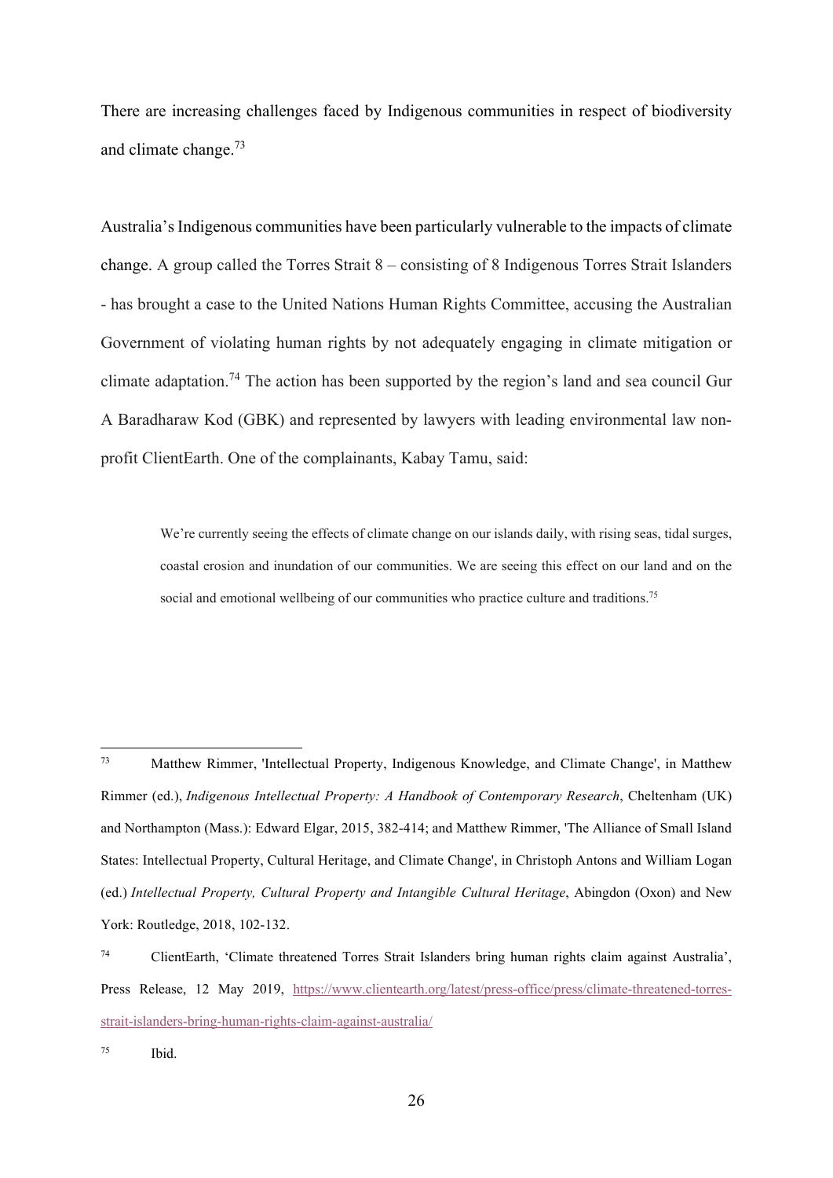There are increasing challenges faced by Indigenous communities in respect of biodiversity and climate change.[73]

Australia's Indigenous communities have been particularly vulnerable to the impacts of climate change. A group called the Torres Strait 8 – consisting of 8 Indigenous Torres Strait Islanders - has brought a case to the United Nations Human Rights Committee, accusing the Australian Government of violating human rights by not adequately engaging in climate mitigation or climate adaptation.[74] The action has been supported by the region's land and sea council Gur A Baradharaw Kod (GBK) and represented by lawyers with leading environmental law non-profit ClientEarth. One of the complainants, Kabay Tamu, said:

> We're currently seeing the effects of climate change on our islands daily, with rising seas, tidal surges, coastal erosion and inundation of our communities. We are seeing this effect on our land and on the social and emotional wellbeing of our communities who practice culture and traditions.[75]

---

[73] Matthew Rimmer, 'Intellectual Property, Indigenous Knowledge, and Climate Change', in Matthew Rimmer (ed.), *Indigenous Intellectual Property: A Handbook of Contemporary Research*, Cheltenham (UK) and Northampton (Mass.): Edward Elgar, 2015, 382-414; and Matthew Rimmer, 'The Alliance of Small Island States: Intellectual Property, Cultural Heritage, and Climate Change', in Christoph Antons and William Logan (ed.) *Intellectual Property, Cultural Property and Intangible Cultural Heritage*, Abingdon (Oxon) and New York: Routledge, 2018, 102-132.

[74] ClientEarth, 'Climate threatened Torres Strait Islanders bring human rights claim against Australia', Press Release, 12 May 2019, https://www.clientearth.org/latest/press-office/press/climate-threatened-torres-strait-islanders-bring-human-rights-claim-against-australia/

[75] Ibid.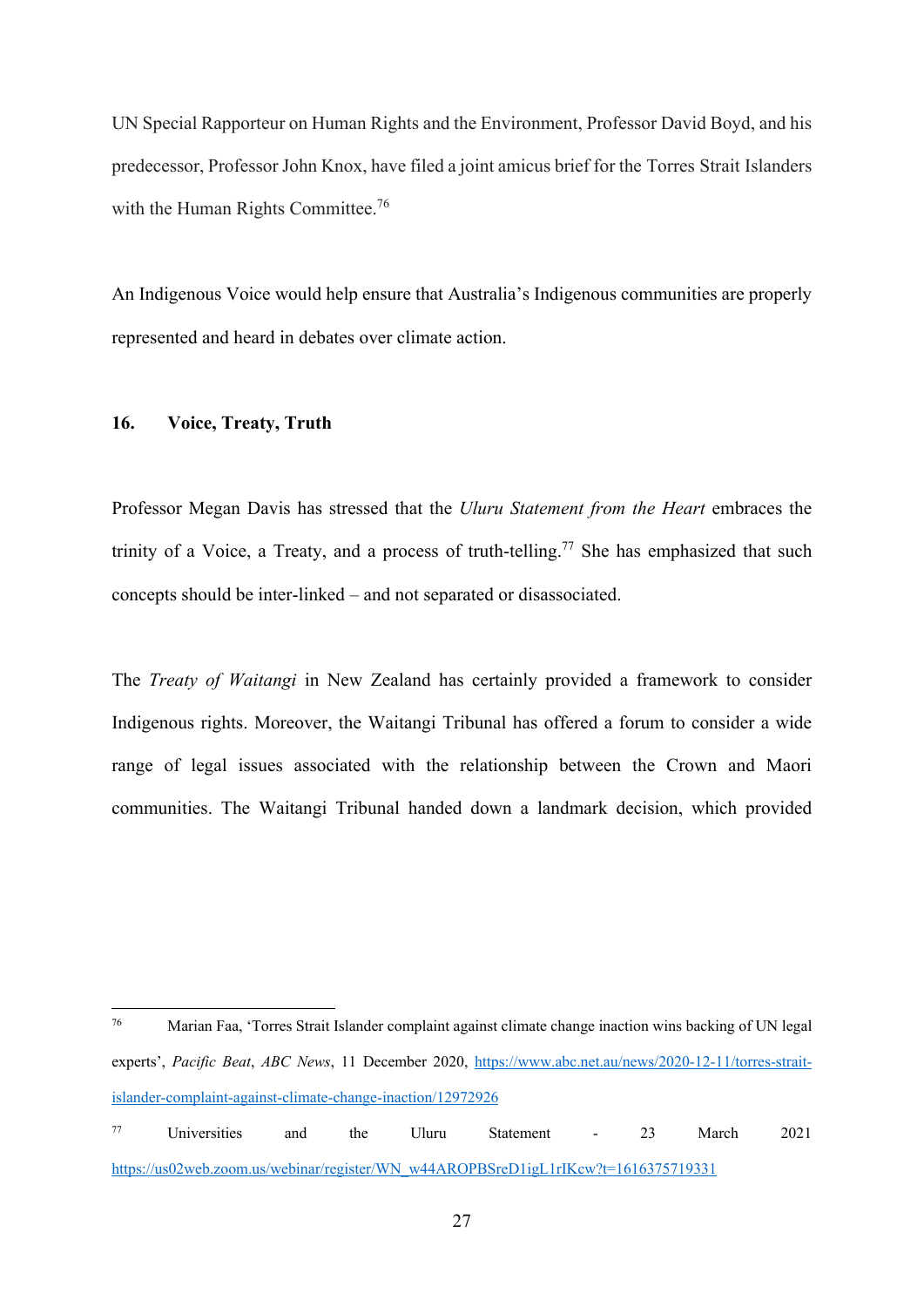UN Special Rapporteur on Human Rights and the Environment, Professor David Boyd, and his predecessor, Professor John Knox, have filed a joint amicus brief for the Torres Strait Islanders with the Human Rights Committee.[76]

An Indigenous Voice would help ensure that Australia's Indigenous communities are properly represented and heard in debates over climate action.

## 16. Voice, Treaty, Truth

Professor Megan Davis has stressed that the *Uluru Statement from the Heart* embraces the trinity of a Voice, a Treaty, and a process of truth-telling.[77] She has emphasized that such concepts should be inter-linked – and not separated or disassociated.

The *Treaty of Waitangi* in New Zealand has certainly provided a framework to consider Indigenous rights. Moreover, the Waitangi Tribunal has offered a forum to consider a wide range of legal issues associated with the relationship between the Crown and Maori communities. The Waitangi Tribunal handed down a landmark decision, which provided

---

[76] Marian Faa, 'Torres Strait Islander complaint against climate change inaction wins backing of UN legal experts', *Pacific Beat*, *ABC News*, 11 December 2020, https://www.abc.net.au/news/2020-12-11/torres-strait-islander-complaint-against-climate-change-inaction/12972926

[77] Universities and the Uluru Statement - 23 March 2021 https://us02web.zoom.us/webinar/register/WN_w44AROPBSreD1igL1rIKcw?t=1616375719331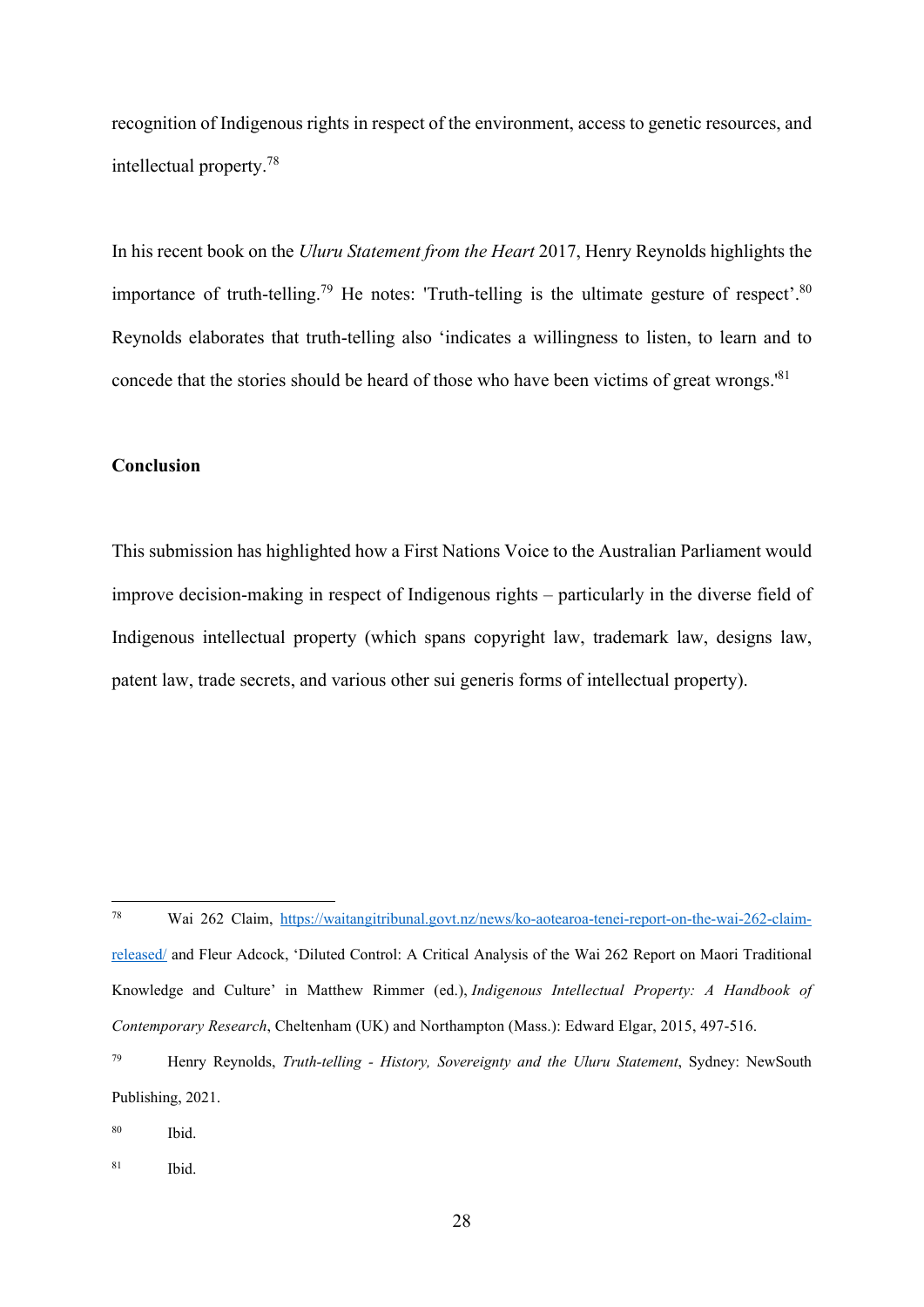recognition of Indigenous rights in respect of the environment, access to genetic resources, and intellectual property.[78]

In his recent book on the *Uluru Statement from the Heart* 2017, Henry Reynolds highlights the importance of truth-telling.[79] He notes: 'Truth-telling is the ultimate gesture of respect'.[80] Reynolds elaborates that truth-telling also 'indicates a willingness to listen, to learn and to concede that the stories should be heard of those who have been victims of great wrongs.'[81]

**Conclusion**

This submission has highlighted how a First Nations Voice to the Australian Parliament would improve decision-making in respect of Indigenous rights – particularly in the diverse field of Indigenous intellectual property (which spans copyright law, trademark law, designs law, patent law, trade secrets, and various other sui generis forms of intellectual property).

---

[78] Wai 262 Claim, https://waitangitribunal.govt.nz/news/ko-aotearoa-tenei-report-on-the-wai-262-claim-released/ and Fleur Adcock, 'Diluted Control: A Critical Analysis of the Wai 262 Report on Maori Traditional Knowledge and Culture' in Matthew Rimmer (ed.), *Indigenous Intellectual Property: A Handbook of Contemporary Research*, Cheltenham (UK) and Northampton (Mass.): Edward Elgar, 2015, 497-516.

[79] Henry Reynolds, *Truth-telling - History, Sovereignty and the Uluru Statement*, Sydney: NewSouth Publishing, 2021.

[80] Ibid.

[81] Ibid.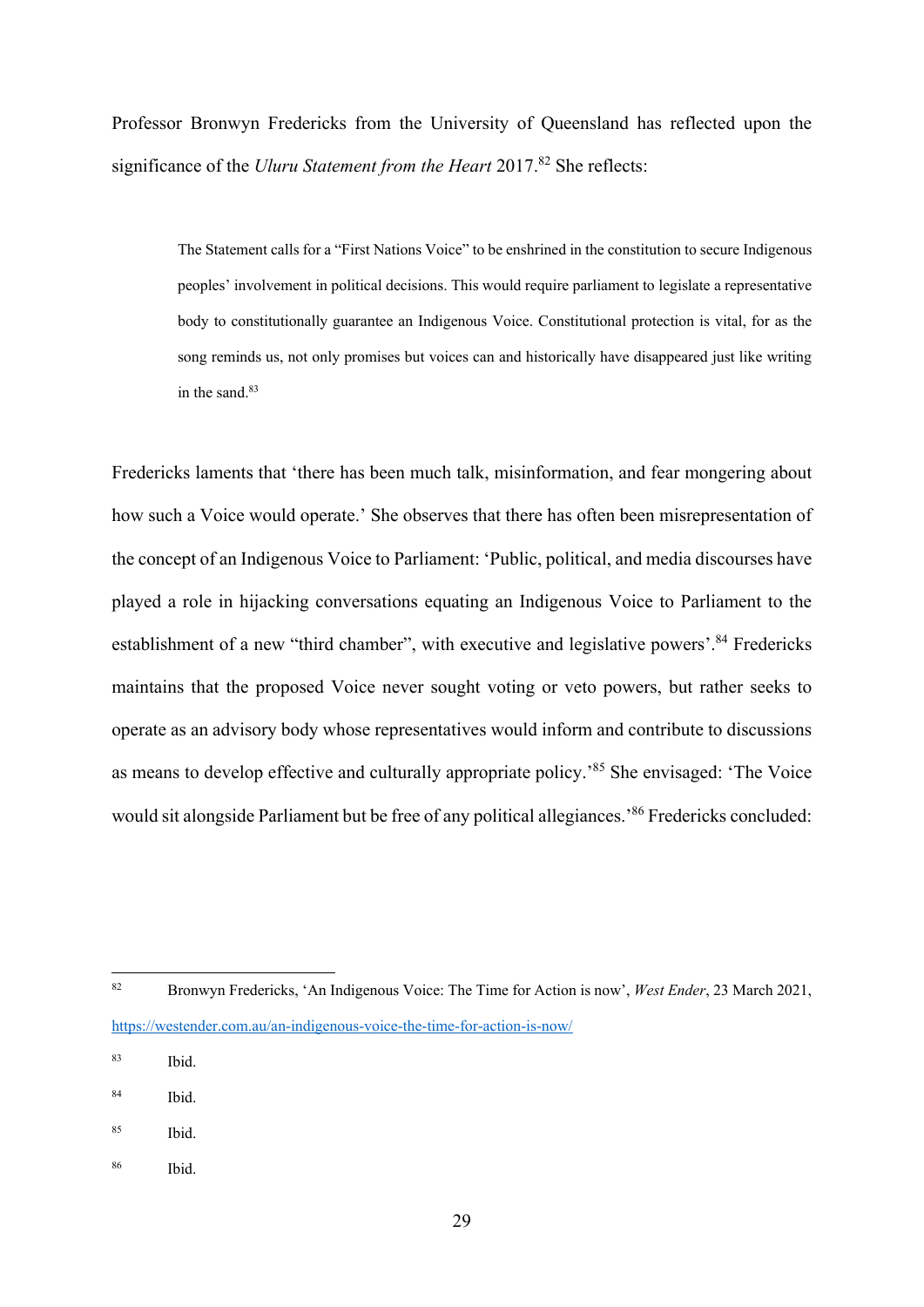Professor Bronwyn Fredericks from the University of Queensland has reflected upon the significance of the *Uluru Statement from the Heart* 2017.[82] She reflects:

> The Statement calls for a "First Nations Voice" to be enshrined in the constitution to secure Indigenous peoples' involvement in political decisions. This would require parliament to legislate a representative body to constitutionally guarantee an Indigenous Voice. Constitutional protection is vital, for as the song reminds us, not only promises but voices can and historically have disappeared just like writing in the sand.[83]

Fredericks laments that 'there has been much talk, misinformation, and fear mongering about how such a Voice would operate.' She observes that there has often been misrepresentation of the concept of an Indigenous Voice to Parliament: 'Public, political, and media discourses have played a role in hijacking conversations equating an Indigenous Voice to Parliament to the establishment of a new "third chamber", with executive and legislative powers'.[84] Fredericks maintains that the proposed Voice never sought voting or veto powers, but rather seeks to operate as an advisory body whose representatives would inform and contribute to discussions as means to develop effective and culturally appropriate policy.'[85] She envisaged: 'The Voice would sit alongside Parliament but be free of any political allegiances.'[86] Fredericks concluded:

---

[82] Bronwyn Fredericks, 'An Indigenous Voice: The Time for Action is now', *West Ender*, 23 March 2021, https://westender.com.au/an-indigenous-voice-the-time-for-action-is-now/

[83] Ibid.

[84] Ibid.

[85] Ibid.

[86] Ibid.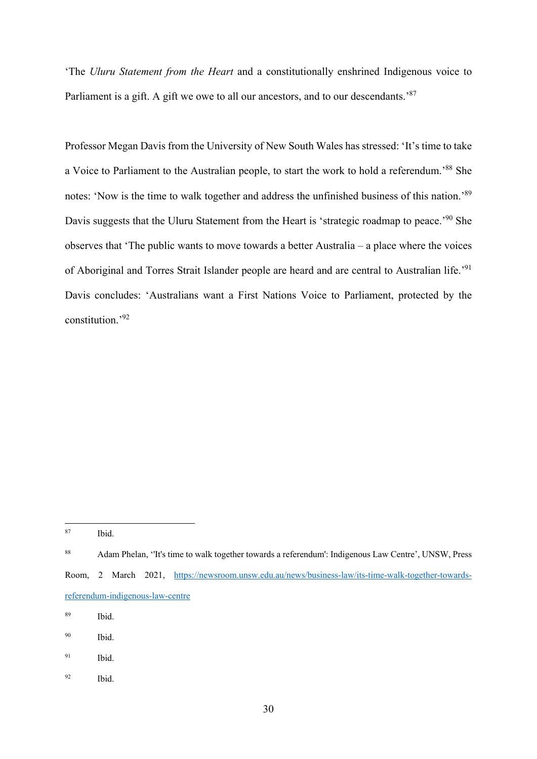'The *Uluru Statement from the Heart* and a constitutionally enshrined Indigenous voice to Parliament is a gift. A gift we owe to all our ancestors, and to our descendants.'[87]

Professor Megan Davis from the University of New South Wales has stressed: 'It's time to take a Voice to Parliament to the Australian people, to start the work to hold a referendum.'[88] She notes: 'Now is the time to walk together and address the unfinished business of this nation.'[89] Davis suggests that the Uluru Statement from the Heart is 'strategic roadmap to peace.'[90] She observes that 'The public wants to move towards a better Australia – a place where the voices of Aboriginal and Torres Strait Islander people are heard and are central to Australian life.'[91] Davis concludes: 'Australians want a First Nations Voice to Parliament, protected by the constitution.'[92]

---

[87] Ibid.

[88] Adam Phelan, ''It's time to walk together towards a referendum': Indigenous Law Centre', UNSW, Press Room, 2 March 2021, https://newsroom.unsw.edu.au/news/business-law/its-time-walk-together-towards-referendum-indigenous-law-centre

[89] Ibid.

[90] Ibid.

[91] Ibid.

[92] Ibid.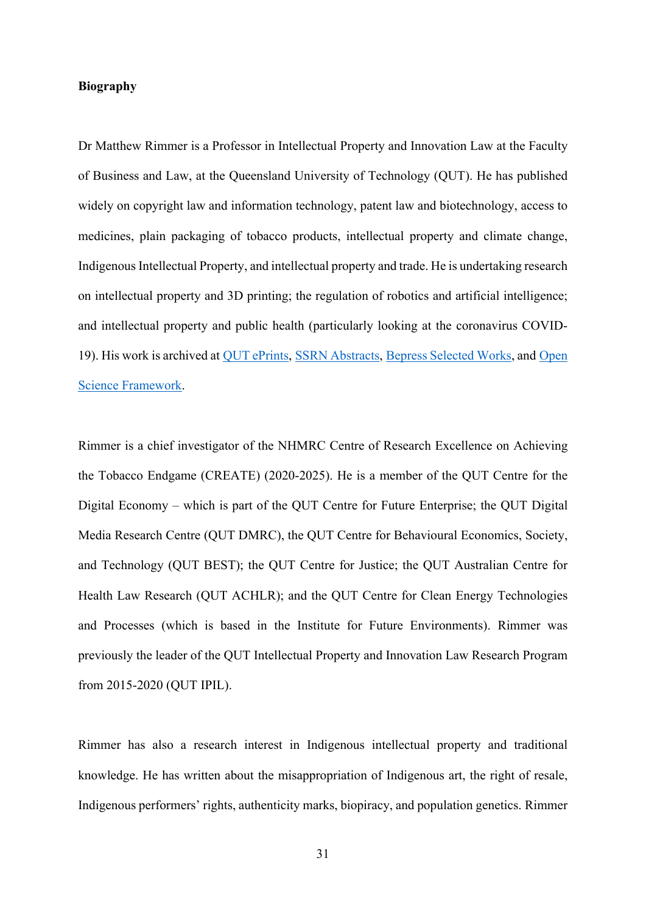**Biography**

Dr Matthew Rimmer is a Professor in Intellectual Property and Innovation Law at the Faculty of Business and Law, at the Queensland University of Technology (QUT). He has published widely on copyright law and information technology, patent law and biotechnology, access to medicines, plain packaging of tobacco products, intellectual property and climate change, Indigenous Intellectual Property, and intellectual property and trade. He is undertaking research on intellectual property and 3D printing; the regulation of robotics and artificial intelligence; and intellectual property and public health (particularly looking at the coronavirus COVID-19). His work is archived at QUT ePrints, SSRN Abstracts, Bepress Selected Works, and Open Science Framework.

Rimmer is a chief investigator of the NHMRC Centre of Research Excellence on Achieving the Tobacco Endgame (CREATE) (2020-2025). He is a member of the QUT Centre for the Digital Economy – which is part of the QUT Centre for Future Enterprise; the QUT Digital Media Research Centre (QUT DMRC), the QUT Centre for Behavioural Economics, Society, and Technology (QUT BEST); the QUT Centre for Justice; the QUT Australian Centre for Health Law Research (QUT ACHLR); and the QUT Centre for Clean Energy Technologies and Processes (which is based in the Institute for Future Environments). Rimmer was previously the leader of the QUT Intellectual Property and Innovation Law Research Program from 2015-2020 (QUT IPIL).

Rimmer has also a research interest in Indigenous intellectual property and traditional knowledge. He has written about the misappropriation of Indigenous art, the right of resale, Indigenous performers' rights, authenticity marks, biopiracy, and population genetics. Rimmer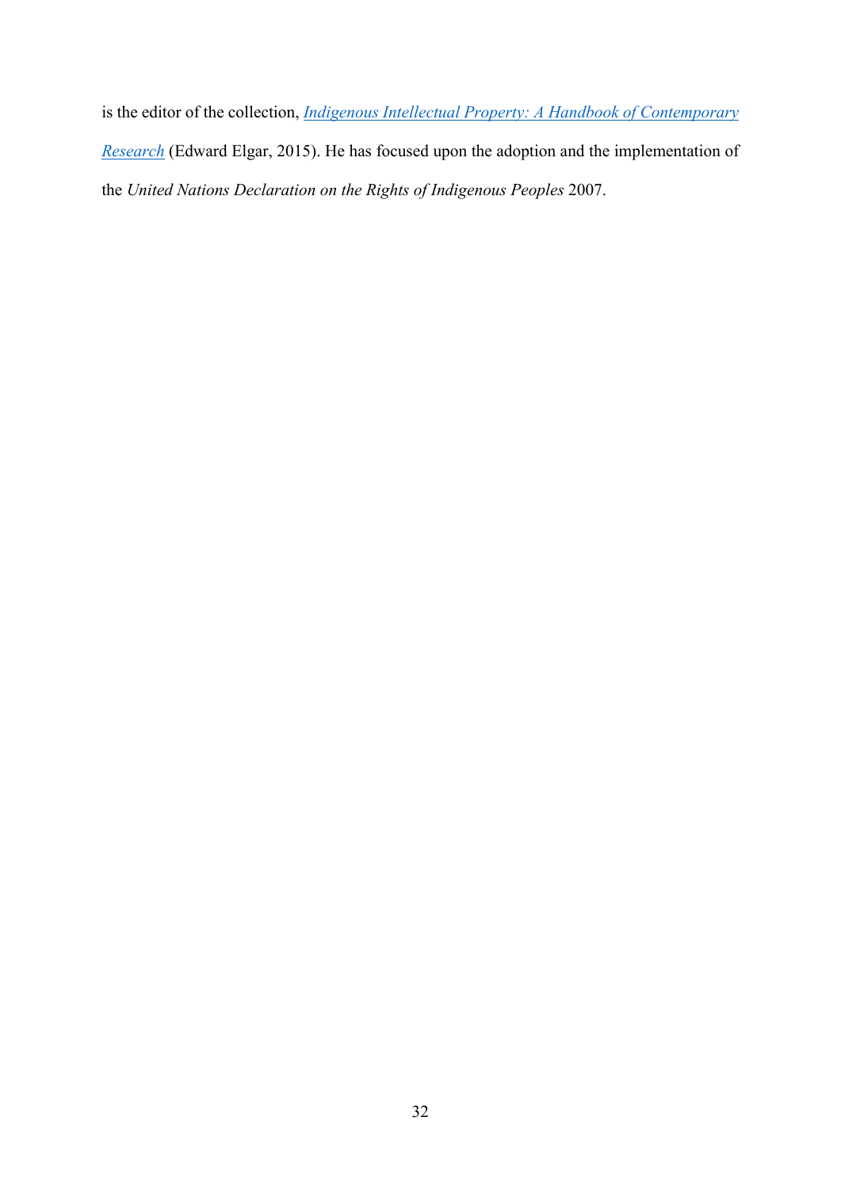is the editor of the collection, *Indigenous Intellectual Property: A Handbook of Contemporary Research* (Edward Elgar, 2015). He has focused upon the adoption and the implementation of the *United Nations Declaration on the Rights of Indigenous Peoples* 2007.